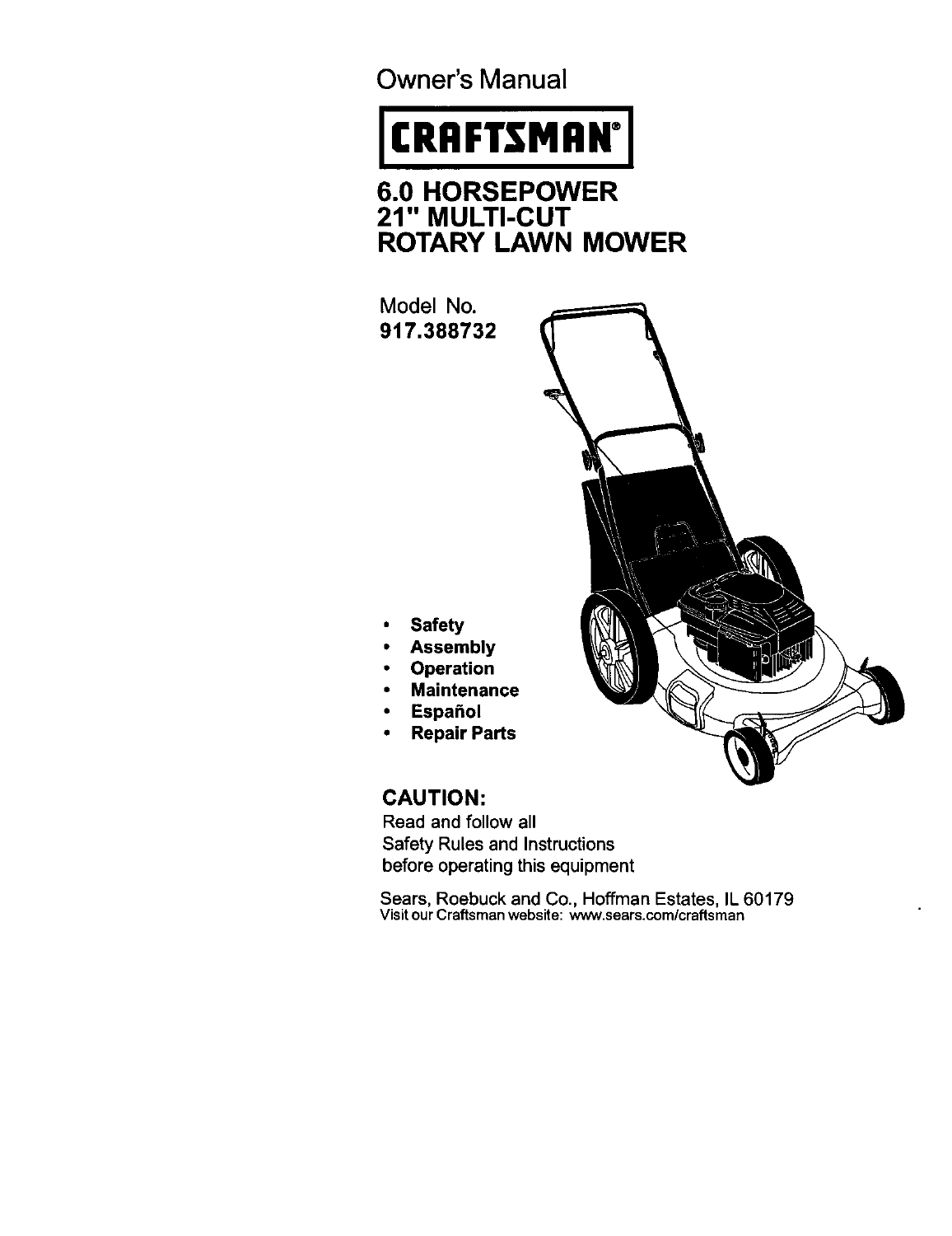Owner's Manual

# CRAFTSMAN®

## 6.0 HORSEPOWER
## 21" MULTI-CUT
## ROTARY LAWN MOWER

Model No.
**917.388732**

- **Safety**
- **Assembly**
- **Operation**
- **Maintenance**
- **Español**
- **Repair Parts**

### CAUTION:

Read and follow all
Safety Rules and Instructions
before operating this equipment

Sears, Roebuck and Co., Hoffman Estates, IL 60179
Visit our Craftsman website: www.sears.com/craftsman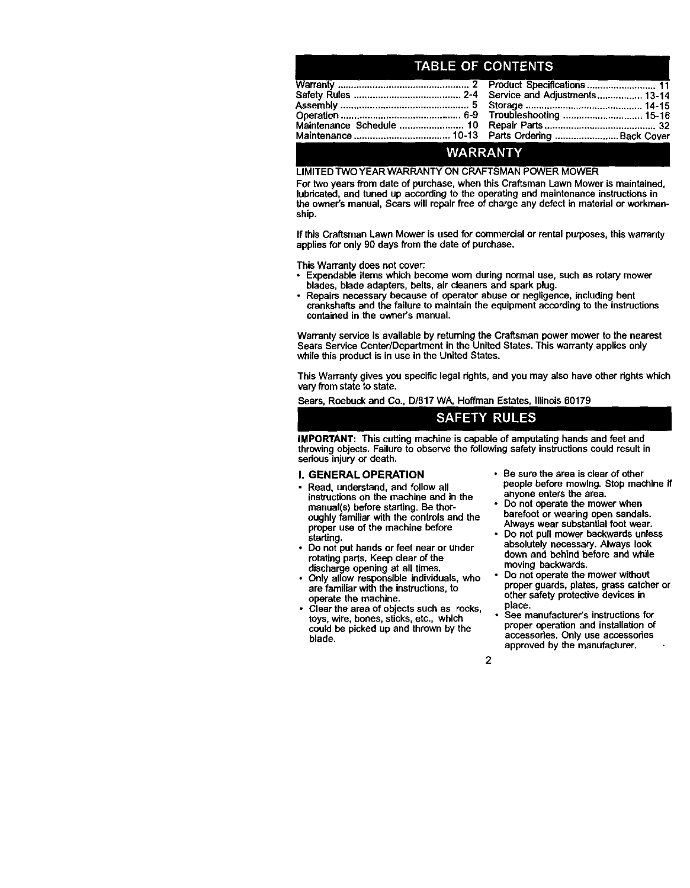## TABLE OF CONTENTS

| | | | |
|---|---|---|---|
| Warranty | 2 | Product Specifications | 11 |
| Safety Rules | 2-4 | Service and Adjustments | 13-14 |
| Assembly | 5 | Storage | 14-15 |
| Operation | 6-9 | Troubleshooting | 15-16 |
| Maintenance Schedule | 10 | Repair Parts | 32 |
| Maintenance | 10-13 | Parts Ordering | Back Cover |

## WARRANTY

LIMITED TWO YEAR WARRANTY ON CRAFTSMAN POWER MOWER

For two years from date of purchase, when this Craftsman Lawn Mower is maintained, lubricated, and tuned up according to the operating and maintenance instructions in the owner's manual, Sears will repair free of charge any defect in material or workmanship.

If this Craftsman Lawn Mower is used for commercial or rental purposes, this warranty applies for only 90 days from the date of purchase.

This Warranty does not cover:

- Expendable items which become worn during normal use, such as rotary mower blades, blade adapters, belts, air cleaners and spark plug.
- Repairs necessary because of operator abuse or negligence, including bent crankshafts and the failure to maintain the equipment according to the instructions contained in the owner's manual.

Warranty service is available by returning the Craftsman power mower to the nearest Sears Service Center/Department in the United States. This warranty applies only while this product is in use in the United States.

This Warranty gives you specific legal rights, and you may also have other rights which vary from state to state.

Sears, Roebuck and Co., D/817 WA, Hoffman Estates, Illinois 60179

## SAFETY RULES

**IMPORTANT:** This cutting machine is capable of amputating hands and feet and throwing objects. Failure to observe the following safety instructions could result in serious injury or death.

### I. GENERAL OPERATION

- Read, understand, and follow all instructions on the machine and in the manual(s) before starting. Be thoroughly familiar with the controls and the proper use of the machine before starting.
- Do not put hands or feet near or under rotating parts. Keep clear of the discharge opening at all times.
- Only allow responsible individuals, who are familiar with the instructions, to operate the machine.
- Clear the area of objects such as rocks, toys, wire, bones, sticks, etc., which could be picked up and thrown by the blade.
- Be sure the area is clear of other people before mowing. Stop machine if anyone enters the area.
- Do not operate the mower when barefoot or wearing open sandals. Always wear substantial foot wear.
- Do not pull mower backwards unless absolutely necessary. Always look down and behind before and while moving backwards.
- Do not operate the mower without proper guards, plates, grass catcher or other safety protective devices in place.
- See manufacturer's instructions for proper operation and installation of accessories. Only use accessories approved by the manufacturer.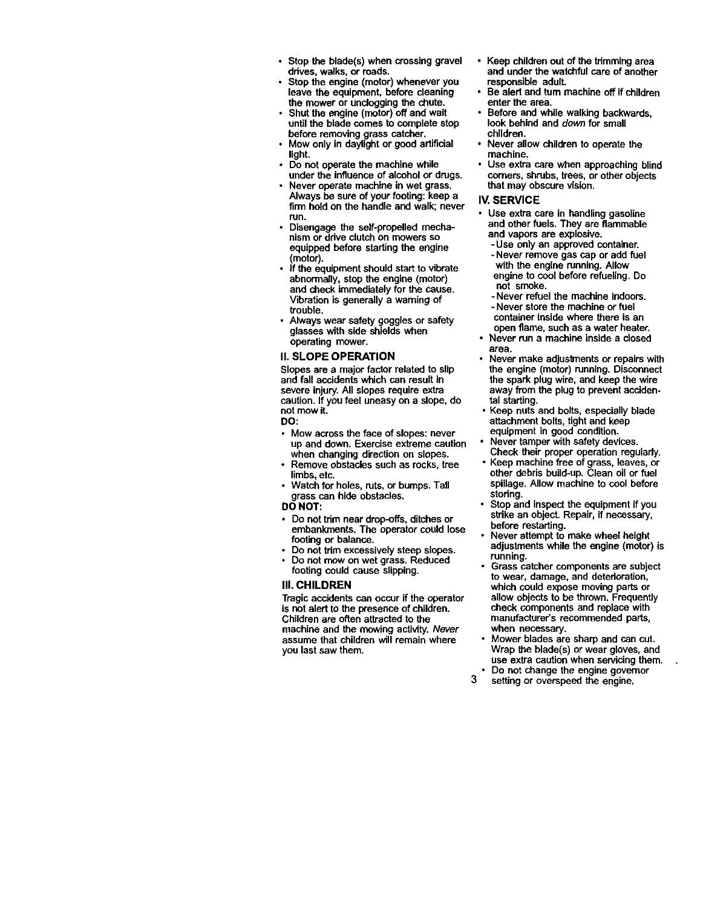- Stop the blade(s) when crossing gravel drives, walks, or roads.
- Stop the engine (motor) whenever you leave the equipment, before cleaning the mower or unclogging the chute.
- Shut the engine (motor) off and wait until the blade comes to complete stop before removing grass catcher.
- Mow only in daylight or good artificial light.
- Do not operate the machine while under the influence of alcohol or drugs.
- Never operate machine in wet grass. Always be sure of your footing: keep a firm hold on the handle and walk; never run.
- Disengage the self-propelled mechanism or drive clutch on mowers so equipped before starting the engine (motor).
- If the equipment should start to vibrate abnormally, stop the engine (motor) and check immediately for the cause. Vibration is generally a warning of trouble.
- Always wear safety goggles or safety glasses with side shields when operating mower.

## II. SLOPE OPERATION

Slopes are a major factor related to slip and fall accidents which can result in severe injury. All slopes require extra caution. If you feel uneasy on a slope, do not mow it.

**DO:**

- Mow across the face of slopes: never up and down. Exercise extreme caution when changing direction on slopes.
- Remove obstacles such as rocks, tree limbs, etc.
- Watch for holes, ruts, or bumps. Tall grass can hide obstacles.

**DO NOT:**

- Do not trim near drop-offs, ditches or embankments. The operator could lose footing or balance.
- Do not trim excessively steep slopes.
- Do not mow on wet grass. Reduced footing could cause slipping.

## III. CHILDREN

Tragic accidents can occur if the operator is not alert to the presence of children. Children are often attracted to the machine and the mowing activity. *Never* assume that children will remain where you last saw them.

- Keep children out of the trimming area and under the watchful care of another responsible adult.
- Be alert and turn machine off if children enter the area.
- Before and while walking backwards, look behind and *down* for small children.
- Never allow children to operate the machine.
- Use extra care when approaching blind corners, shrubs, trees, or other objects that may obscure vision.

## IV. SERVICE

- Use extra care in handling gasoline and other fuels. They are flammable and vapors are explosive.
  - Use only an approved container.
  - Never remove gas cap or add fuel with the engine running. Allow engine to cool before refueling. Do not smoke.
  - Never refuel the machine indoors.
  - Never store the machine or fuel container inside where there is an open flame, such as a water heater.
- Never run a machine inside a closed area.
- Never make adjustments or repairs with the engine (motor) running. Disconnect the spark plug wire, and keep the wire away from the plug to prevent accidental starting.
- Keep nuts and bolts, especially blade attachment bolts, tight and keep equipment in good condition.
- Never tamper with safety devices. Check their proper operation regularly.
- Keep machine free of grass, leaves, or other debris build-up. Clean oil or fuel spillage. Allow machine to cool before storing.
- Stop and inspect the equipment if you strike an object. Repair, if necessary, before restarting.
- Never attempt to make wheel height adjustments while the engine (motor) is running.
- Grass catcher components are subject to wear, damage, and deterioration, which could expose moving parts or allow objects to be thrown. Frequently check components and replace with manufacturer's recommended parts, when necessary.
- Mower blades are sharp and can cut. Wrap the blade(s) or wear gloves, and use extra caution when servicing them.
- Do not change the engine governor setting or overspeed the engine.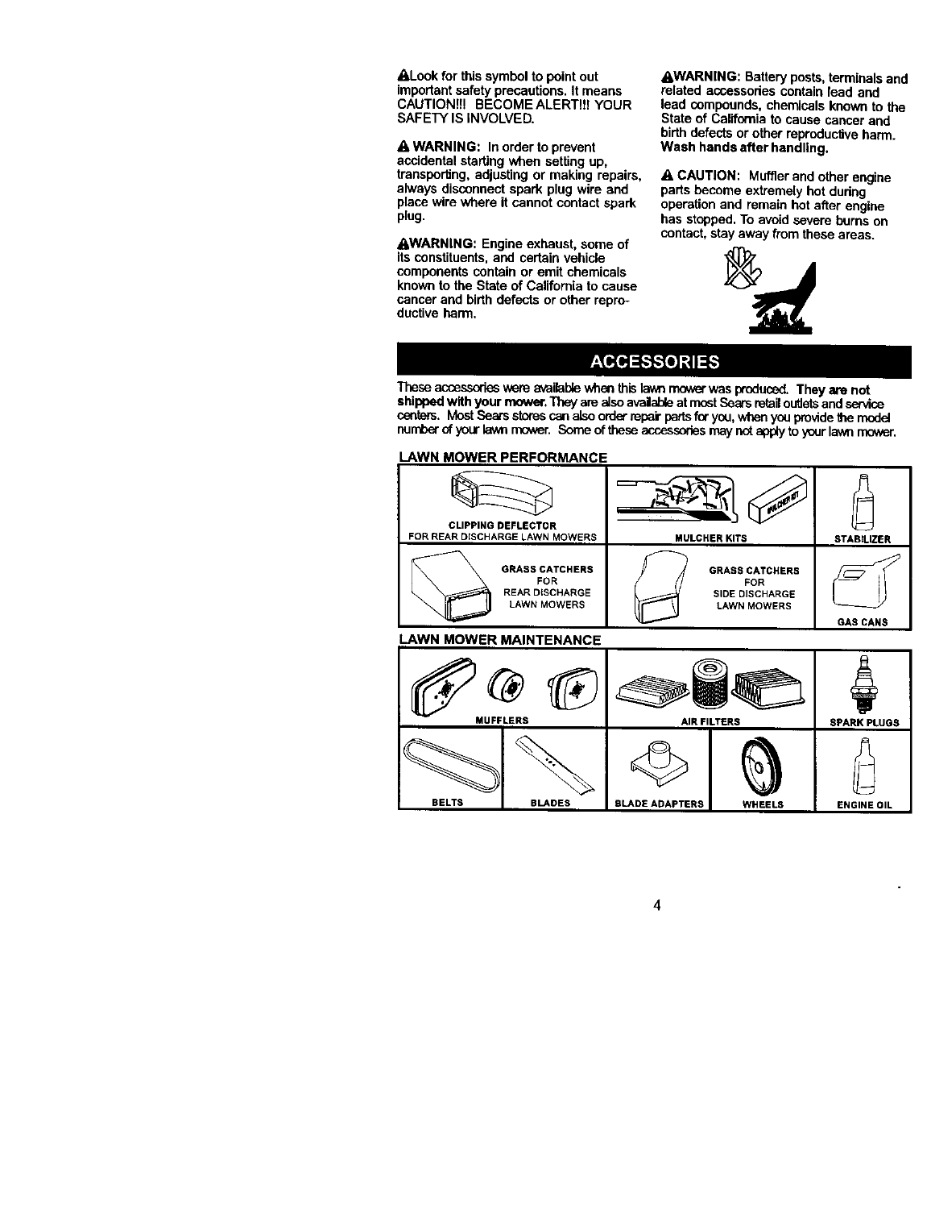⚠Look for this symbol to point out important safety precautions. It means CAUTION!!! BECOME ALERT!!! YOUR SAFETY IS INVOLVED.

⚠ **WARNING:** In order to prevent accidental starting when setting up, transporting, adjusting or making repairs, always disconnect spark plug wire and place wire where it cannot contact spark plug.

⚠**WARNING:** Engine exhaust, some of its constituents, and certain vehicle components contain or emit chemicals known to the State of California to cause cancer and birth defects or other reproductive harm.

⚠**WARNING:** Battery posts, terminals and related accessories contain lead and lead compounds, chemicals known to the State of California to cause cancer and birth defects or other reproductive harm. **Wash hands after handling.**

⚠ **CAUTION:** Muffler and other engine parts become extremely hot during operation and remain hot after engine has stopped. To avoid severe burns on contact, stay away from these areas.

## ACCESSORIES

These accessories were available when this lawn mower was produced. **They are not shipped with your mower.** They are also available at most Sears retail outlets and service centers. Most Sears stores can also order repair parts for you, when you provide the model number of your lawn mower. Some of these accessories may not apply to your lawn mower.

### LAWN MOWER PERFORMANCE

- CLIPPING DEFLECTOR FOR REAR DISCHARGE LAWN MOWERS
- MULCHER KITS
- STABILIZER
- GRASS CATCHERS FOR REAR DISCHARGE LAWN MOWERS
- GRASS CATCHERS FOR SIDE DISCHARGE LAWN MOWERS
- GAS CANS

### LAWN MOWER MAINTENANCE

- MUFFLERS
- AIR FILTERS
- SPARK PLUGS
- BELTS
- BLADES
- BLADE ADAPTERS
- WHEELS
- ENGINE OIL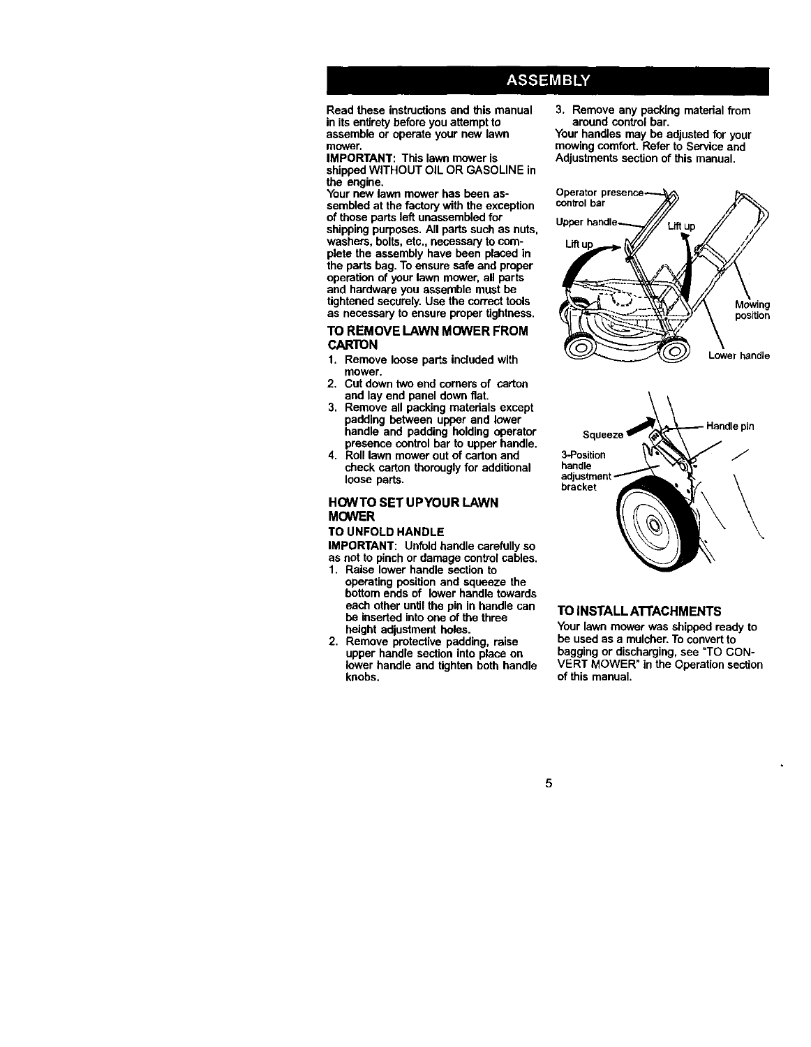# ASSEMBLY

Read these instructions and this manual in its entirety before you attempt to assemble or operate your new lawn mower.

**IMPORTANT**: This lawn mower is shipped WITHOUT OIL OR GASOLINE in the engine.

Your new lawn mower has been assembled at the factory with the exception of those parts left unassembled for shipping purposes. All parts such as nuts, washers, bolts, etc., necessary to complete the assembly have been placed in the parts bag. To ensure safe and proper operation of your lawn mower, all parts and hardware you assemble must be tightened securely. Use the correct tools as necessary to ensure proper tightness.

## TO REMOVE LAWN MOWER FROM CARTON

1. Remove loose parts included with mower.
2. Cut down two end corners of carton and lay end panel down flat.
3. Remove all packing materials except padding between upper and lower handle and padding holding operator presence control bar to upper handle.
4. Roll lawn mower out of carton and check carton thorougly for additional loose parts.

## HOW TO SET UP YOUR LAWN MOWER

### TO UNFOLD HANDLE

**IMPORTANT**: Unfold handle carefully so as not to pinch or damage control cables.

1. Raise lower handle section to operating position and squeeze the bottom ends of lower handle towards each other until the pin in handle can be inserted into one of the three height adjustment holes.
2. Remove protective padding, raise upper handle section into place on lower handle and tighten both handle knobs.
3. Remove any packing material from around control bar.

Your handles may be adjusted for your mowing comfort. Refer to Service and Adjustments section of this manual.

Operator presence control bar

Upper handle

Lift up

Lift up

Mowing position

Lower handle

Squeeze

Handle pin

3-Position handle adjustment bracket

## TO INSTALL ATTACHMENTS

Your lawn mower was shipped ready to be used as a mulcher. To convert to bagging or discharging, see "TO CONVERT MOWER" in the Operation section of this manual.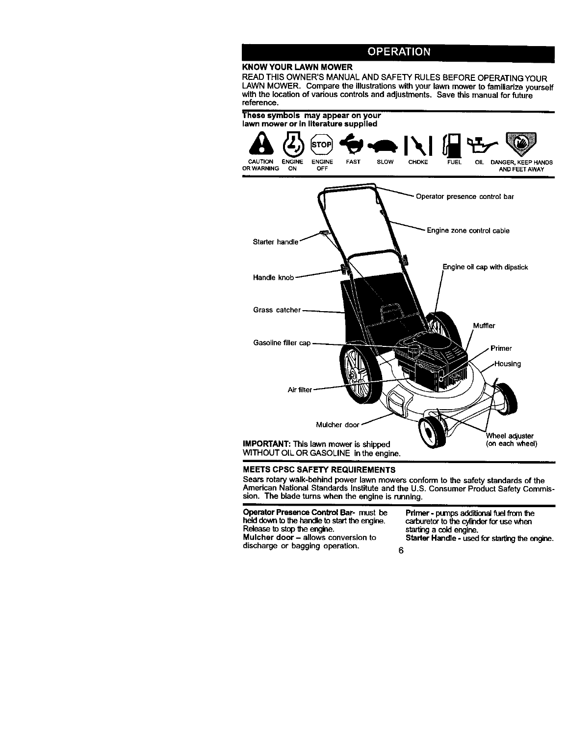# OPERATION

## KNOW YOUR LAWN MOWER

READ THIS OWNER'S MANUAL AND SAFETY RULES BEFORE OPERATING YOUR LAWN MOWER. Compare the illustrations with your lawn mower to familiarize yourself with the location of various controls and adjustments. Save this manual for future reference.

**These symbols may appear on your lawn mower or in literature supplied**

CAUTION OR WARNING | ENGINE ON | ENGINE OFF | FAST | SLOW | CHOKE | FUEL | OIL | DANGER, KEEP HANDS AND FEET AWAY

Operator presence control bar

Engine zone control cable

Starter handle

Engine oil cap with dipstick

Handle knob

Grass catcher

Muffler

Gasoline filler cap

Primer

Housing

Air filter

Mulcher door

Wheel adjuster (on each wheel)

**IMPORTANT:** This lawn mower is shipped WITHOUT OIL OR GASOLINE in the engine.

## MEETS CPSC SAFETY REQUIREMENTS

Sears rotary walk-behind power lawn mowers conform to the safety standards of the American National Standards Institute and the U.S. Consumer Product Safety Commission. The blade turns when the engine is running.

**Operator Presence Control Bar**- must be held down to the handle to start the engine. Release to stop the engine.

**Mulcher door** – allows conversion to discharge or bagging operation.

**Primer** - pumps additional fuel from the carburetor to the cylinder for use when starting a cold engine.

**Starter Handle** - used for starting the engine.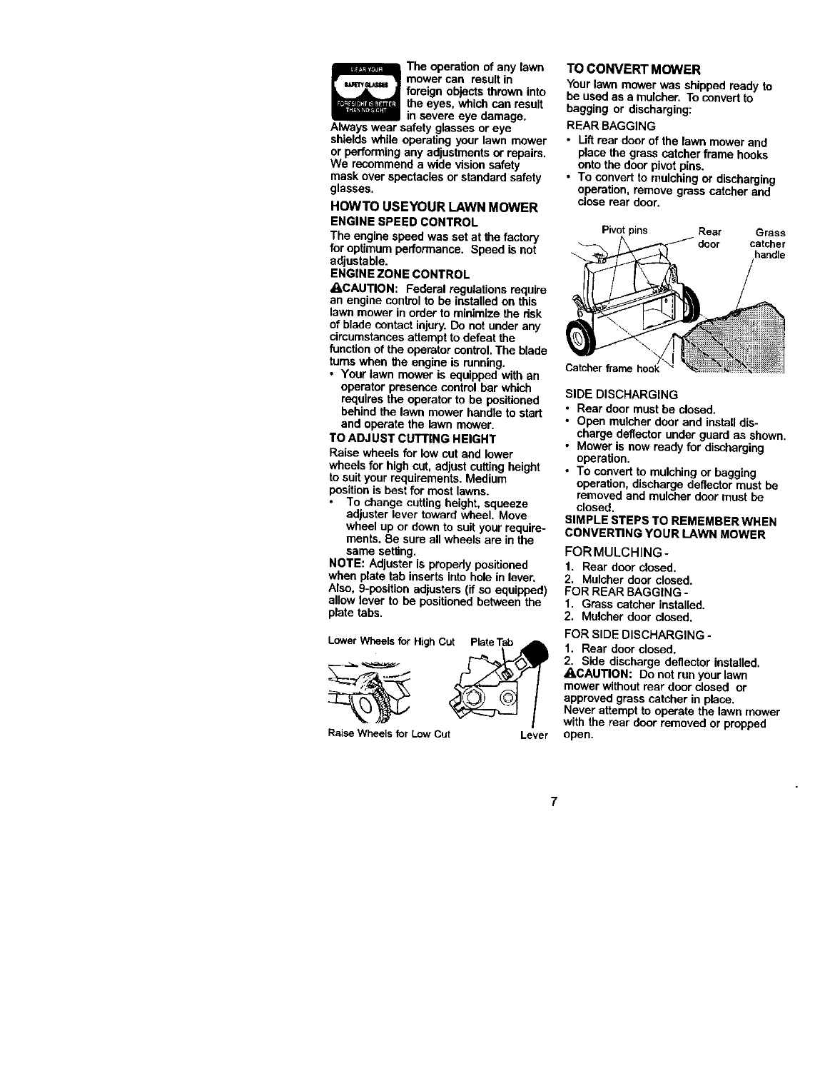The operation of any lawn mower can result in foreign objects thrown into the eyes, which can result in severe eye damage. Always wear safety glasses or eye shields while operating your lawn mower or performing any adjustments or repairs. We recommend a wide vision safety mask over spectacles or standard safety glasses.

## HOW TO USE YOUR LAWN MOWER

### ENGINE SPEED CONTROL

The engine speed was set at the factory for optimum performance. Speed is not adjustable.

### ENGINE ZONE CONTROL

**⚠CAUTION:** Federal regulations require an engine control to be installed on this lawn mower in order to minimize the risk of blade contact injury. Do not under any circumstances attempt to defeat the function of the operator control. The blade turns when the engine is running.

- Your lawn mower is equipped with an operator presence control bar which requires the operator to be positioned behind the lawn mower handle to start and operate the lawn mower.

### TO ADJUST CUTTING HEIGHT

Raise wheels for low cut and lower wheels for high cut, adjust cutting height to suit your requirements. Medium position is best for most lawns.

- To change cutting height, squeeze adjuster lever toward wheel. Move wheel up or down to suit your requirements. Be sure all wheels are in the same setting.

**NOTE:** Adjuster is properly positioned when plate tab inserts into hole in lever. Also, 9-position adjusters (if so equipped) allow lever to be positioned between the plate tabs.

Lower Wheels for High Cut — Plate Tab — Raise Wheels for Low Cut — Lever

## TO CONVERT MOWER

Your lawn mower was shipped ready to be used as a mulcher. To convert to bagging or discharging:

REAR BAGGING

- Lift rear door of the lawn mower and place the grass catcher frame hooks onto the door pivot pins.
- To convert to mulching or discharging operation, remove grass catcher and close rear door.

Pivot pins — Rear door — Grass catcher handle — Catcher frame hook

SIDE DISCHARGING

- Rear door must be closed.
- Open mulcher door and install discharge deflector under guard as shown.
- Mower is now ready for discharging operation.
- To convert to mulching or bagging operation, discharge deflector must be removed and mulcher door must be closed.

### SIMPLE STEPS TO REMEMBER WHEN CONVERTING YOUR LAWN MOWER

FOR MULCHING -

1. Rear door closed.
2. Mulcher door closed.

FOR REAR BAGGING -

1. Grass catcher installed.
2. Mulcher door closed.

FOR SIDE DISCHARGING -

1. Rear door closed.
2. Side discharge deflector installed.

**⚠CAUTION:** Do not run your lawn mower without rear door closed or approved grass catcher in place. Never attempt to operate the lawn mower with the rear door removed or propped open.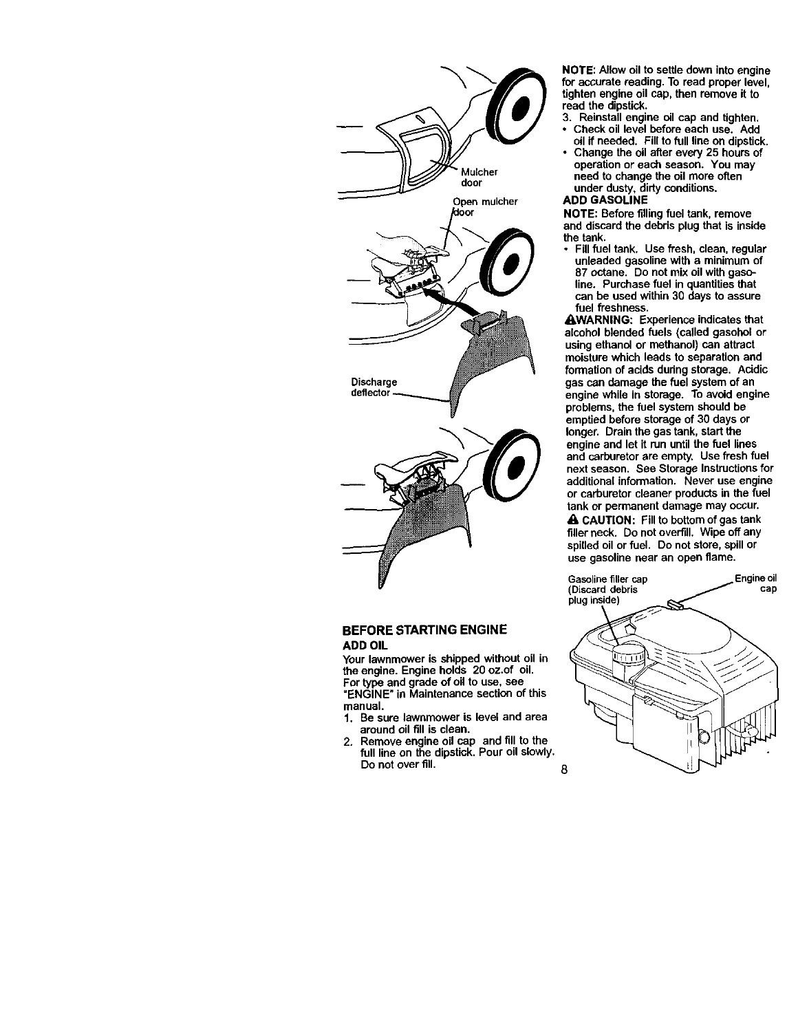Mulcher door

Open mulcher door

Discharge deflector

## BEFORE STARTING ENGINE

### ADD OIL

Your lawnmower is shipped without oil in the engine. Engine holds 20 oz.of oil. For type and grade of oil to use, see "ENGINE" in Maintenance section of this manual.

1. Be sure lawnmower is level and area around oil fill is clean.
2. Remove engine oil cap and fill to the full line on the dipstick. Pour oil slowly. Do not over fill.

**NOTE:** Allow oil to settle down into engine for accurate reading. To read proper level, tighten engine oil cap, then remove it to read the dipstick.

3. Reinstall engine oil cap and tighten.

- Check oil level before each use. Add oil if needed. Fill to full line on dipstick.
- Change the oil after every 25 hours of operation or each season. You may need to change the oil more often under dusty, dirty conditions.

### ADD GASOLINE

**NOTE:** Before filling fuel tank, remove and discard the debris plug that is inside the tank.

- Fill fuel tank. Use fresh, clean, regular unleaded gasoline with a minimum of 87 octane. Do not mix oil with gasoline. Purchase fuel in quantities that can be used within 30 days to assure fuel freshness.

⚠**WARNING:** Experience indicates that alcohol blended fuels (called gasohol or using ethanol or methanol) can attract moisture which leads to separation and formation of acids during storage. Acidic gas can damage the fuel system of an engine while in storage. To avoid engine problems, the fuel system should be emptied before storage of 30 days or longer. Drain the gas tank, start the engine and let it run until the fuel lines and carburetor are empty. Use fresh fuel next season. See Storage Instructions for additional information. Never use engine or carburetor cleaner products in the fuel tank or permanent damage may occur.

⚠ **CAUTION:** Fill to bottom of gas tank filler neck. Do not overfill. Wipe off any spilled oil or fuel. Do not store, spill or use gasoline near an open flame.

Gasoline filler cap (Discard debris plug inside)

Engine oil cap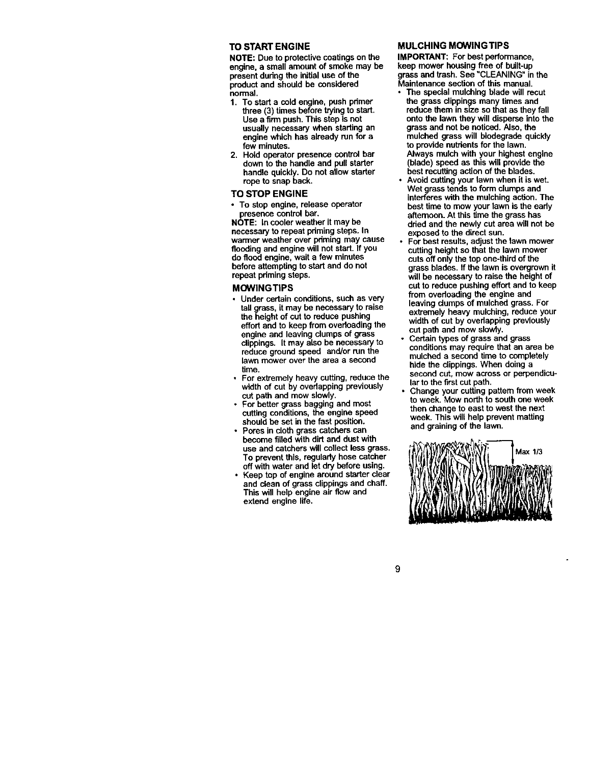## TO START ENGINE

**NOTE:** Due to protective coatings on the engine, a small amount of smoke may be present during the initial use of the product and should be considered normal.

1. To start a cold engine, push primer three (3) times before trying to start. Use a firm push. This step is not usually necessary when starting an engine which has already run for a few minutes.
2. Hold operator presence control bar down to the handle and pull starter handle quickly. Do not allow starter rope to snap back.

## TO STOP ENGINE

- To stop engine, release operator presence control bar.

**NOTE:** In cooler weather it may be necessary to repeat priming steps. In warmer weather over priming may cause flooding and engine will not start. If you do flood engine, wait a few minutes before attempting to start and do not repeat priming steps.

## MOWING TIPS

- Under certain conditions, such as very tall grass, it may be necessary to raise the height of cut to reduce pushing effort and to keep from overloading the engine and leaving clumps of grass clippings. It may also be necessary to reduce ground speed and/or run the lawn mower over the area a second time.
- For extremely heavy cutting, reduce the width of cut by overlapping previously cut path and mow slowly.
- For better grass bagging and most cutting conditions, the engine speed should be set in the fast position.
- Pores in cloth grass catchers can become filled with dirt and dust with use and catchers will collect less grass. To prevent this, regularly hose catcher off with water and let dry before using.
- Keep top of engine around starter clear and clean of grass clippings and chaff. This will help engine air flow and extend engine life.

## MULCHING MOWING TIPS

**IMPORTANT:** For best performance, keep mower housing free of built-up grass and trash. See "CLEANING" in the Maintenance section of this manual.

- The special mulching blade will recut the grass clippings many times and reduce them in size so that as they fall onto the lawn they will disperse into the grass and not be noticed. Also, the mulched grass will biodegrade quickly to provide nutrients for the lawn. Always mulch with your highest engine (blade) speed as this will provide the best recutting action of the blades.
- Avoid cutting your lawn when it is wet. Wet grass tends to form clumps and interferes with the mulching action. The best time to mow your lawn is the early afternoon. At this time the grass has dried and the newly cut area will not be exposed to the direct sun.
- For best results, adjust the lawn mower cutting height so that the lawn mower cuts off only the top one-third of the grass blades. If the lawn is overgrown it will be necessary to raise the height of cut to reduce pushing effort and to keep from overloading the engine and leaving clumps of mulched grass. For extremely heavy mulching, reduce your width of cut by overlapping previously cut path and mow slowly.
- Certain types of grass and grass conditions may require that an area be mulched a second time to completely hide the clippings. When doing a second cut, mow across or perpendicular to the first cut path.
- Change your cutting pattern from week to week. Mow north to south one week then change to east to west the next week. This will help prevent matting and graining of the lawn.

Max 1/3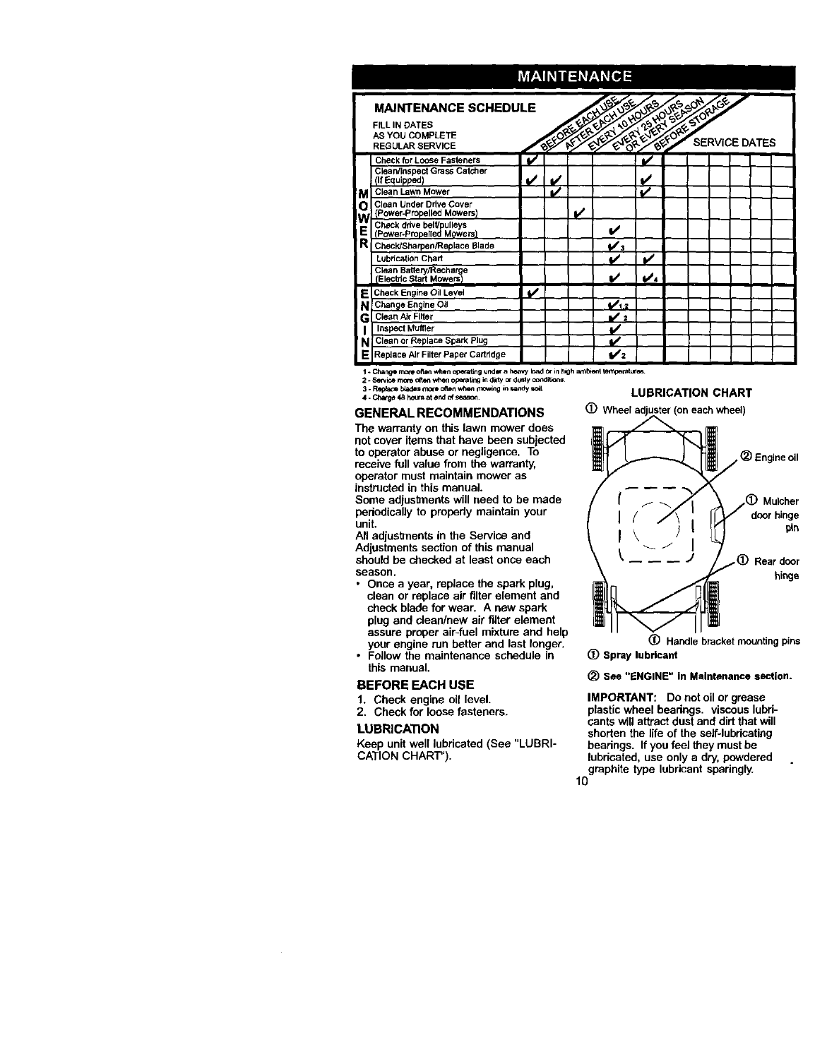# MAINTENANCE

## MAINTENANCE SCHEDULE

FILL IN DATES AS YOU COMPLETE REGULAR SERVICE

| | | Before Each Use | After Each Use | Every 10 Hours | Every 25 Hours or Every Season | Before Storage | Service Dates |
|---|---|---|---|---|---|---|---|
| MOWER | Check for Loose Fasteners | ✔ | | | | ✔ | |
| | Clean/Inspect Grass Catcher (If Equipped) | ✔ | ✔ | | | ✔ | |
| | Clean Lawn Mower | | ✔ | | | ✔ | |
| | Clean Under Drive Cover (Power-Propelled Mowers) | | | ✔ | | | |
| | Check drive belt/pulleys (Power-Propelled Mowers) | | | | ✔ | | |
| | Check/Sharpen/Replace Blade | | | | ✔3 | | |
| | Lubrication Chart | | | | ✔ | ✔ | |
| | Clean Battery/Recharge (Electric Start Mowers) | | | | ✔ | ✔4 | |
| ENGINE | Check Engine Oil Level | ✔ | | | | | |
| | Change Engine Oil | | | | ✔1,2 | | |
| | Clean Air Filter | | | | ✔2 | | |
| | Inspect Muffler | | | | ✔ | | |
| | Clean or Replace Spark Plug | | | | ✔ | | |
| | Replace Air Filter Paper Cartridge | | | | ✔2 | | |

1 - Change more often when operating under a heavy load or in high ambient temperatures.
2 - Service more often when operating in dirty or dusty conditions.
3 - Replace blades more often when mowing in sandy soil.
4 - Charge 48 hours at end of season.

## GENERAL RECOMMENDATIONS

The warranty on this lawn mower does not cover items that have been subjected to operator abuse or negligence. To receive full value from the warranty, operator must maintain mower as instructed in this manual.

Some adjustments will need to be made periodically to properly maintain your unit.

All adjustments in the Service and Adjustments section of this manual should be checked at least once each season.

- Once a year, replace the spark plug, clean or replace air filter element and check blade for wear. A new spark plug and clean/new air filter element assure proper air-fuel mixture and help your engine run better and last longer.
- Follow the maintenance schedule in this manual.

## BEFORE EACH USE

1. Check engine oil level.
2. Check for loose fasteners.

## LUBRICATION

Keep unit well lubricated (See "LUBRICATION CHART").

## LUBRICATION CHART

① Wheel adjuster (on each wheel)

② Engine oil

① Mulcher door hinge pin

① Rear door hinge

① Handle bracket mounting pins

**① Spray lubricant**

**② See "ENGINE" in Maintenance section.**

**IMPORTANT:** Do not oil or grease plastic wheel bearings. viscous lubricants will attract dust and dirt that will shorten the life of the self-lubricating bearings. If you feel they must be lubricated, use only a dry, powdered graphite type lubricant sparingly.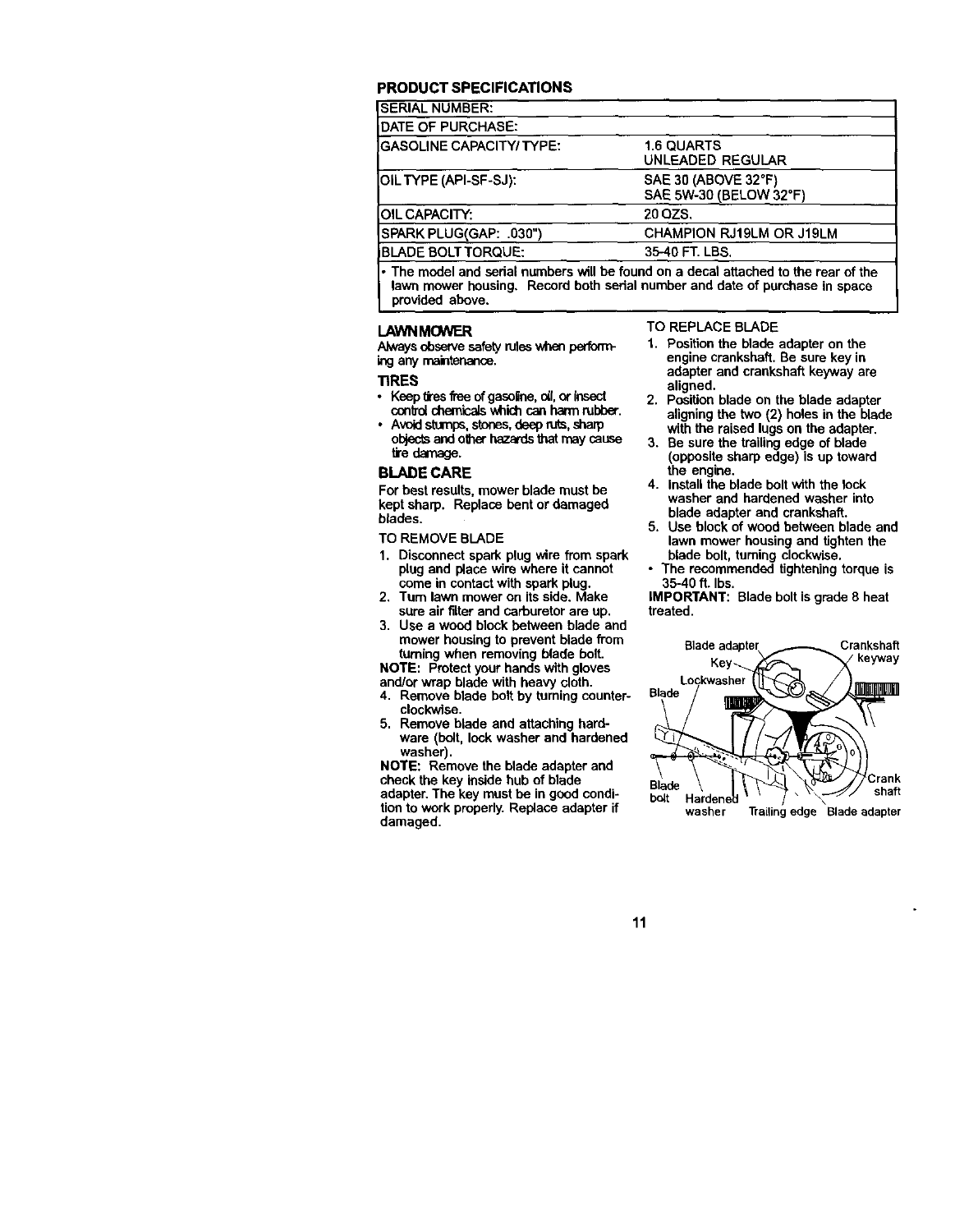## PRODUCT SPECIFICATIONS

| SERIAL NUMBER: | |
|---|---|
| DATE OF PURCHASE: | |
| GASOLINE CAPACITY/TYPE: | 1.6 QUARTS UNLEADED REGULAR |
| OIL TYPE (API-SF-SJ): | SAE 30 (ABOVE 32°F) SAE 5W-30 (BELOW 32°F) |
| OIL CAPACITY: | 20 OZS. |
| SPARK PLUG(GAP: .030") | CHAMPION RJ19LM OR J19LM |
| BLADE BOLT TORQUE: | 35-40 FT. LBS. |

- The model and serial numbers will be found on a decal attached to the rear of the lawn mower housing. Record both serial number and date of purchase in space provided above.

### LAWN MOWER

Always observe safety rules when performing any maintenance.

### TIRES

- Keep tires free of gasoline, oil, or insect control chemicals which can harm rubber.
- Avoid stumps, stones, deep ruts, sharp objects and other hazards that may cause tire damage.

### BLADE CARE

For best results, mower blade must be kept sharp. Replace bent or damaged blades.

TO REMOVE BLADE

1. Disconnect spark plug wire from spark plug and place wire where it cannot come in contact with spark plug.
2. Turn lawn mower on its side. Make sure air filter and carburetor are up.
3. Use a wood block between blade and mower housing to prevent blade from turning when removing blade bolt.

**NOTE:** Protect your hands with gloves and/or wrap blade with heavy cloth.

4. Remove blade bolt by turning counterclockwise.
5. Remove blade and attaching hardware (bolt, lock washer and hardened washer).

**NOTE:** Remove the blade adapter and check the key inside hub of blade adapter. The key must be in good condition to work properly. Replace adapter if damaged.

TO REPLACE BLADE

1. Position the blade adapter on the engine crankshaft. Be sure key in adapter and crankshaft keyway are aligned.
2. Position blade on the blade adapter aligning the two (2) holes in the blade with the raised lugs on the adapter.
3. Be sure the trailing edge of blade (opposite sharp edge) is up toward the engine.
4. Install the blade bolt with the lock washer and hardened washer into blade adapter and crankshaft.
5. Use block of wood between blade and lawn mower housing and tighten the blade bolt, turning clockwise.

- The recommended tightening torque is 35-40 ft. lbs.

**IMPORTANT:** Blade bolt is grade 8 heat treated.

Blade adapter, Key, Lockwasher, Blade, Crankshaft keyway, Blade bolt, Hardened washer, Trailing edge, Blade adapter, Crank shaft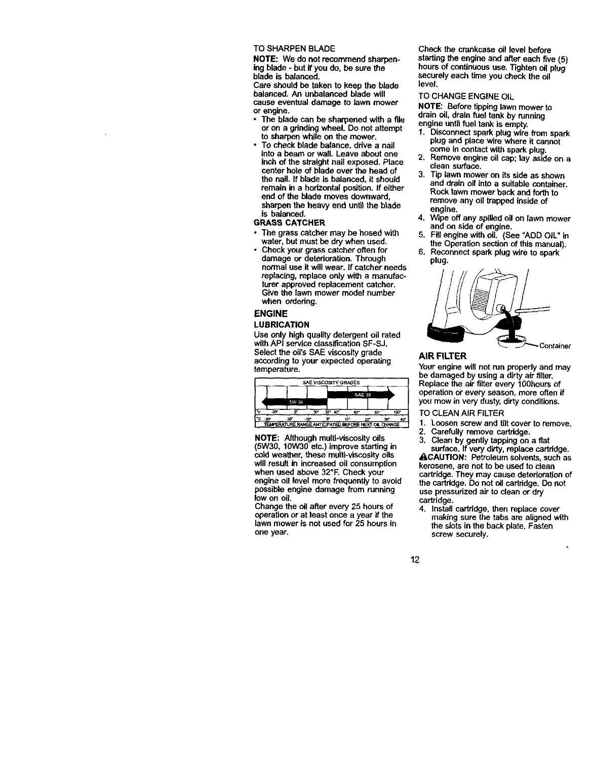TO SHARPEN BLADE

**NOTE:** We do not recommend sharpening blade - but if you do, be sure the blade is balanced.

Care should be taken to keep the blade balanced. An unbalanced blade will cause eventual damage to lawn mower or engine.

- The blade can be sharpened with a file or on a grinding wheel. Do not attempt to sharpen while on the mower.
- To check blade balance, drive a nail into a beam or wall. Leave about one inch of the straight nail exposed. Place center hole of blade over the head of the nail. If blade is balanced, it should remain in a horizontal position. If either end of the blade moves downward, sharpen the heavy end until the blade is balanced.

**GRASS CATCHER**

- The grass catcher may be hosed with water, but must be dry when used.
- Check your grass catcher often for damage or deterioration. Through normal use it will wear. If catcher needs replacing, replace only with a manufacturer approved replacement catcher. Give the lawn mower model number when ordering.

## ENGINE

### LUBRICATION

Use only high quality detergent oil rated with API service classification SF-SJ. Select the oil's SAE viscosity grade according to your expected operating temperature.

SAE VISCOSITY GRADES

| | | | | | | | | | |
|---|---|---|---|---|---|---|---|---|---|
| 5W-30 | | | | | SAE 30 | | | | |
| °F | -20° | 0° | 30° | 32° | 40° | 60° | 80° | 100° | |
| °C | -30° | -20° | -10° | 0° | 10° | 20° | 30° | 40° | |

TEMPERATURE RANGE ANTICIPATED BEFORE NEXT OIL CHANGE

**NOTE:** Although multi-viscosity oils (5W30, 10W30 etc.) improve starting in cold weather, these multi-viscosity oils will result in increased oil consumption when used above 32°F. Check your engine oil level more frequently to avoid possible engine damage from running low on oil.

Change the oil after every 25 hours of operation or at least once a year if the lawn mower is not used for 25 hours in one year.

Check the crankcase oil level before starting the engine and after each five (5) hours of continuous use. Tighten oil plug securely each time you check the oil level.

TO CHANGE ENGINE OIL

**NOTE:** Before tipping lawn mower to drain oil, drain fuel tank by running engine until fuel tank is empty.

1. Disconnect spark plug wire from spark plug and place wire where it cannot come in contact with spark plug.
2. Remove engine oil cap; lay aside on a clean surface.
3. Tip lawn mower on its side as shown and drain oil into a suitable container. Rock lawn mower back and forth to remove any oil trapped inside of engine.
4. Wipe off any spilled oil on lawn mower and on side of engine.
5. Fill engine with oil. (See "ADD OIL" in the Operation section of this manual).
6. Reconnect spark plug wire to spark plug.

Container

## AIR FILTER

Your engine will not run properly and may be damaged by using a dirty air filter. Replace the air filter every 100hours of operation or every season, more often if you mow in very dusty, dirty conditions.

TO CLEAN AIR FILTER

1. Loosen screw and tilt cover to remove.
2. Carefully remove cartridge.
3. Clean by gently tapping on a flat surface. If very dirty, replace cartridge.

**⚠CAUTION:** Petroleum solvents, such as kerosene, are not to be used to clean cartridge. They may cause deterioration of the cartridge. Do not oil cartridge. Do not use pressurized air to clean or dry cartridge.

4. Install cartridge, then replace cover making sure the tabs are aligned with the slots in the back plate. Fasten screw securely.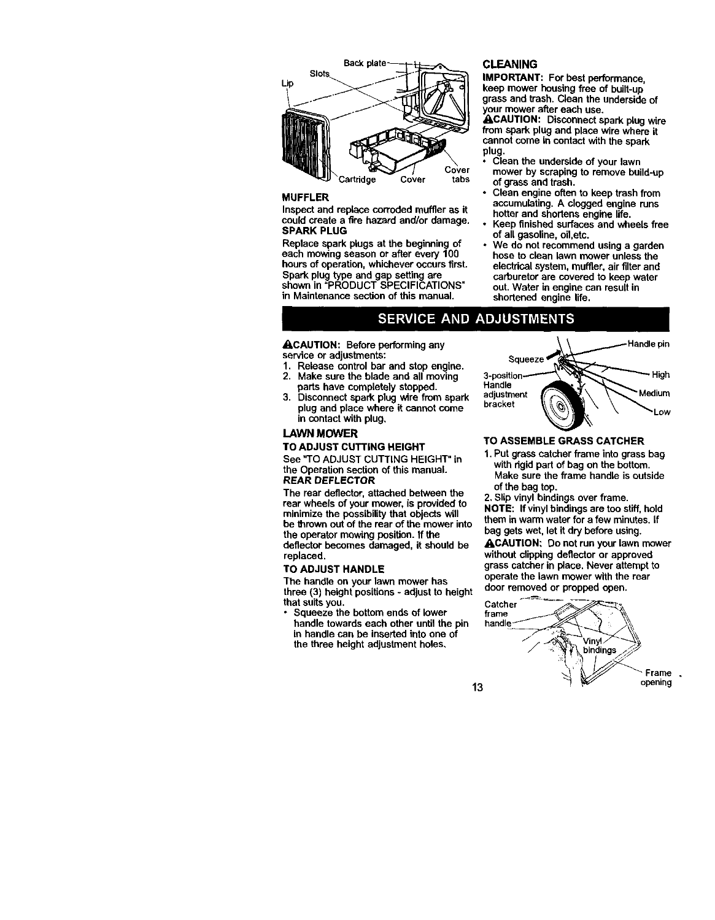Back plate

Slots

Lip

Cartridge Cover Cover tabs

### MUFFLER

Inspect and replace corroded muffler as it could create a fire hazard and/or damage.

### SPARK PLUG

Replace spark plugs at the beginning of each mowing season or after every 100 hours of operation, whichever occurs first. Spark plug type and gap setting are shown in "PRODUCT SPECIFICATIONS" in Maintenance section of this manual.

### CLEANING

**IMPORTANT:** For best performance, keep mower housing free of built-up grass and trash. Clean the underside of your mower after each use.

**⚠CAUTION:** Disconnect spark plug wire from spark plug and place wire where it cannot come in contact with the spark plug.

- Clean the underside of your lawn mower by scraping to remove build-up of grass and trash.
- Clean engine often to keep trash from accumulating. A clogged engine runs hotter and shortens engine life.
- Keep finished surfaces and wheels free of all gasoline, oil,etc.
- We do not recommend using a garden hose to clean lawn mower unless the electrical system, muffler, air filter and carburetor are covered to keep water out. Water in engine can result in shortened engine life.

## SERVICE AND ADJUSTMENTS

**⚠CAUTION:** Before performing any service or adjustments:

1. Release control bar and stop engine.
2. Make sure the blade and all moving parts have completely stopped.
3. Disconnect spark plug wire from spark plug and place where it cannot come in contact with plug.

### LAWN MOWER

**TO ADJUST CUTTING HEIGHT**

See "TO ADJUST CUTTING HEIGHT" in the Operation section of this manual.

***REAR DEFLECTOR***

The rear deflector, attached between the rear wheels of your mower, is provided to minimize the possibility that objects will be thrown out of the rear of the mower into the operator mowing position. If the deflector becomes damaged, it should be replaced.

**TO ADJUST HANDLE**

The handle on your lawn mower has three (3) height positions - adjust to height that suits you.

- Squeeze the bottom ends of lower handle towards each other until the pin in handle can be inserted into one of the three height adjustment holes.

Squeeze

Handle pin

3-position Handle adjustment bracket

High

Medium

Low

**TO ASSEMBLE GRASS CATCHER**

1. Put grass catcher frame into grass bag with rigid part of bag on the bottom. Make sure the frame handle is outside of the bag top.
2. Slip vinyl bindings over frame.

**NOTE:** If vinyl bindings are too stiff, hold them in warm water for a few minutes. If bag gets wet, let it dry before using.

**⚠CAUTION:** Do not run your lawn mower without clipping deflector or approved grass catcher in place. Never attempt to operate the lawn mower with the rear door removed or propped open.

Catcher frame handle

Vinyl bindings

Frame opening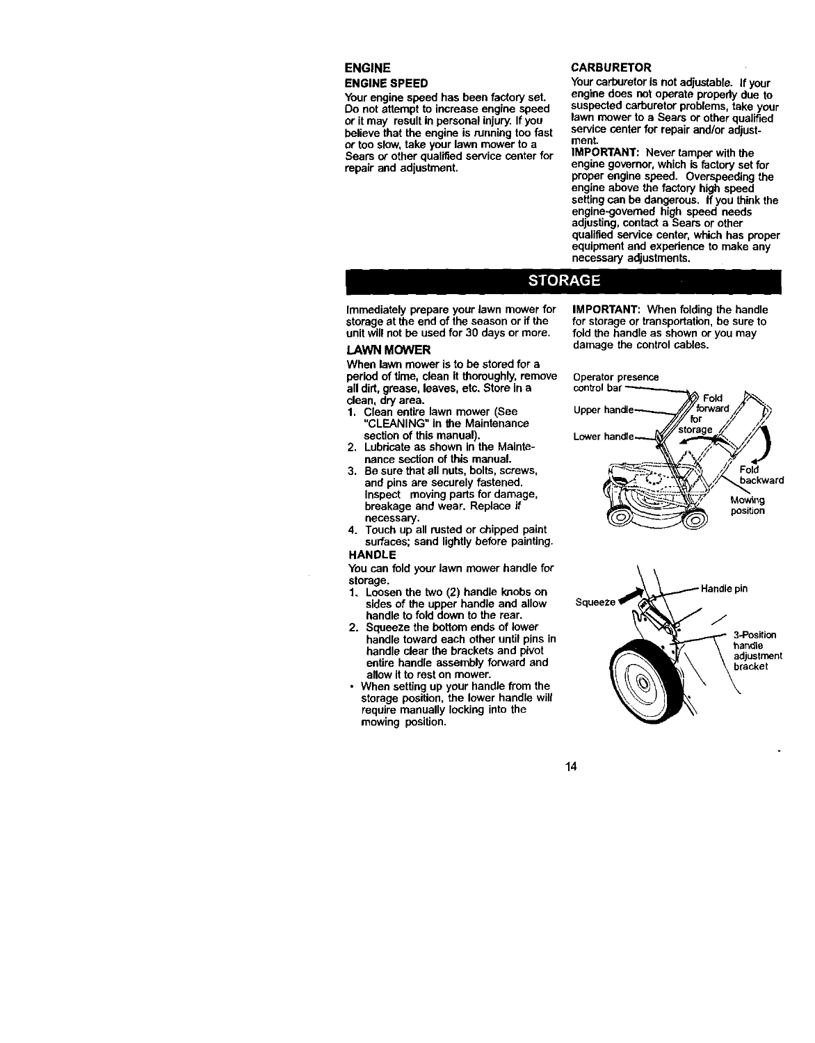## ENGINE

### ENGINE SPEED

Your engine speed has been factory set. Do not attempt to increase engine speed or it may result in personal injury. If you believe that the engine is running too fast or too slow, take your lawn mower to a Sears or other qualified service center for repair and adjustment.

### CARBURETOR

Your carburetor is not adjustable. If your engine does not operate properly due to suspected carburetor problems, take your lawn mower to a Sears or other qualified service center for repair and/or adjustment.

**IMPORTANT:** Never tamper with the engine governor, which is factory set for proper engine speed. Overspeeding the engine above the factory high speed setting can be dangerous. If you think the engine-governed high speed needs adjusting, contact a Sears or other qualified service center, which has proper equipment and experience to make any necessary adjustments.

# STORAGE

Immediately prepare your lawn mower for storage at the end of the season or if the unit will not be used for 30 days or more.

### LAWN MOWER

When lawn mower is to be stored for a period of time, clean it thoroughly, remove all dirt, grease, leaves, etc. Store in a clean, dry area.

1. Clean entire lawn mower (See "CLEANING" in the Maintenance section of this manual).
2. Lubricate as shown in the Maintenance section of this manual.
3. Be sure that all nuts, bolts, screws, and pins are securely fastened. Inspect moving parts for damage, breakage and wear. Replace if necessary.
4. Touch up all rusted or chipped paint surfaces; sand lightly before painting.

### HANDLE

You can fold your lawn mower handle for storage.

1. Loosen the two (2) handle knobs on sides of the upper handle and allow handle to fold down to the rear.
2. Squeeze the bottom ends of lower handle toward each other until pins in handle clear the brackets and pivot entire handle assembly forward and allow it to rest on mower.

- When setting up your handle from the storage position, the lower handle will require manually locking into the mowing position.

**IMPORTANT:** When folding the handle for storage or transportation, be sure to fold the handle as shown or you may damage the control cables.

Operator presence control bar — Upper handle — Lower handle — Fold forward for storage — Fold backward — Mowing position

Squeeze — Handle pin — 3-Position handle adjustment bracket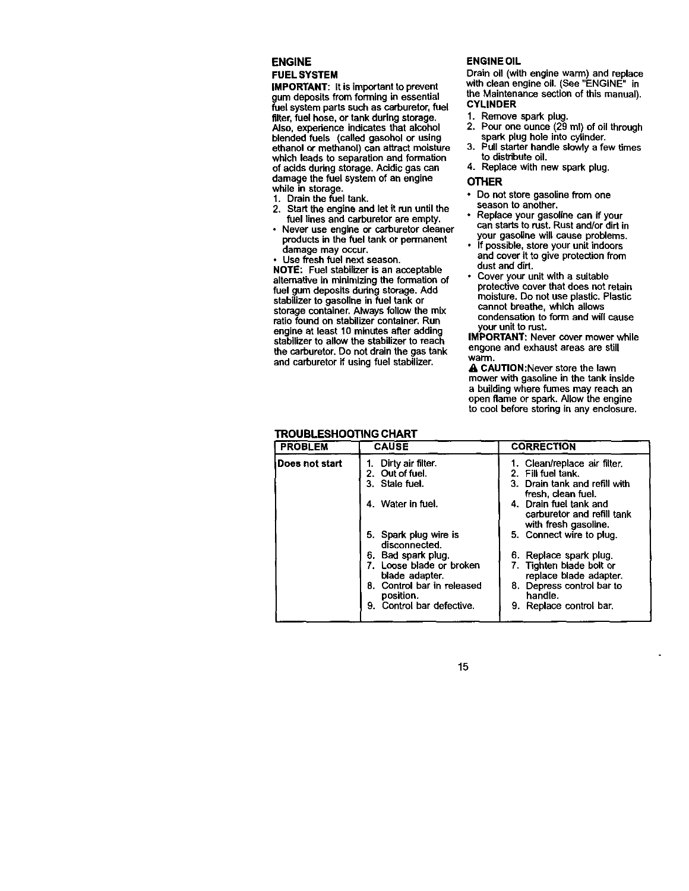## ENGINE

### FUEL SYSTEM

**IMPORTANT:** It is important to prevent gum deposits from forming in essential fuel system parts such as carburetor, fuel filter, fuel hose, or tank during storage. Also, experience indicates that alcohol blended fuels (called gasohol or using ethanol or methanol) can attract moisture which leads to separation and formation of acids during storage. Acidic gas can damage the fuel system of an engine while in storage.

1. Drain the fuel tank.
2. Start the engine and let it run until the fuel lines and carburetor are empty.

- Never use engine or carburetor cleaner products in the fuel tank or permanent damage may occur.
- Use fresh fuel next season.

**NOTE:** Fuel stabilizer is an acceptable alternative in minimizing the formation of fuel gum deposits during storage. Add stabilizer to gasoline in fuel tank or storage container. Always follow the mix ratio found on stabilizer container. Run engine at least 10 minutes after adding stabilizer to allow the stabilizer to reach the carburetor. Do not drain the gas tank and carburetor if using fuel stabilizer.

### ENGINE OIL

Drain oil (with engine warm) and replace with clean engine oil. (See "ENGINE" in the Maintenance section of this manual).

### CYLINDER

1. Remove spark plug.
2. Pour one ounce (29 ml) of oil through spark plug hole into cylinder.
3. Pull starter handle slowly a few times to distribute oil.
4. Replace with new spark plug.

## OTHER

- Do not store gasoline from one season to another.
- Replace your gasoline can if your can starts to rust. Rust and/or dirt in your gasoline will cause problems.
- If possible, store your unit indoors and cover it to give protection from dust and dirt.
- Cover your unit with a suitable protective cover that does not retain moisture. Do not use plastic. Plastic cannot breathe, which allows condensation to form and will cause your unit to rust.

**IMPORTANT:** Never cover mower while engone and exhaust areas are still warm.

⚠ **CAUTION:**Never store the lawn mower with gasoline in the tank inside a building where fumes may reach an open flame or spark. Allow the engine to cool before storing in any enclosure.

## TROUBLESHOOTING CHART

| PROBLEM | CAUSE | CORRECTION |
|---|---|---|
| **Does not start** | 1. Dirty air filter. | 1. Clean/replace air filter. |
| | 2. Out of fuel. | 2. Fill fuel tank. |
| | 3. Stale fuel. | 3. Drain tank and refill with fresh, clean fuel. |
| | 4. Water in fuel. | 4. Drain fuel tank and carburetor and refill tank with fresh gasoline. |
| | 5. Spark plug wire is disconnected. | 5. Connect wire to plug. |
| | 6. Bad spark plug. | 6. Replace spark plug. |
| | 7. Loose blade or broken blade adapter. | 7. Tighten blade bolt or replace blade adapter. |
| | 8. Control bar in released position. | 8. Depress control bar to handle. |
| | 9. Control bar defective. | 9. Replace control bar. |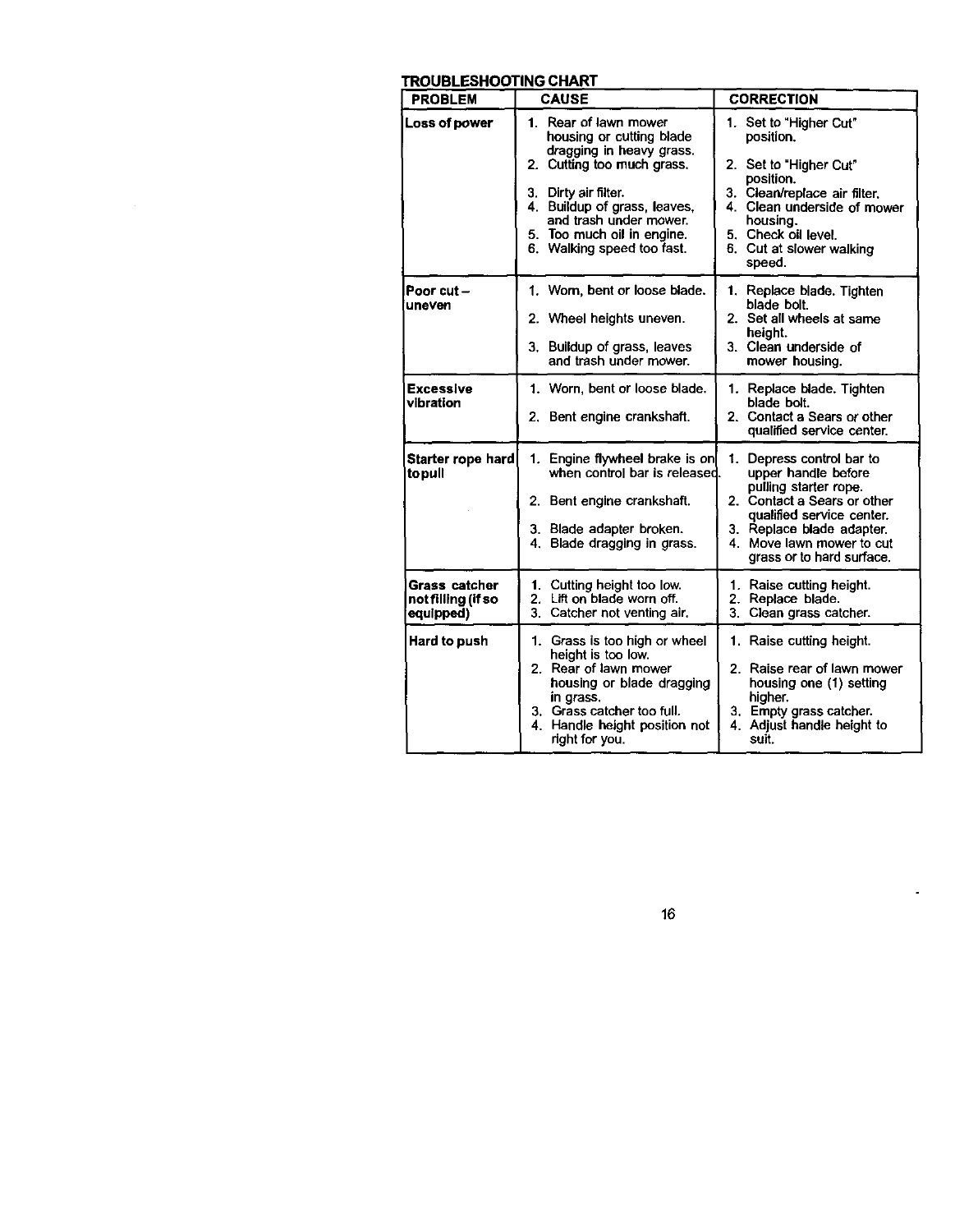## TROUBLESHOOTING CHART

| PROBLEM | CAUSE | CORRECTION |
|---|---|---|
| **Loss of power** | 1. Rear of lawn mower housing or cutting blade dragging in heavy grass.<br>2. Cutting too much grass.<br>3. Dirty air filter.<br>4. Buildup of grass, leaves, and trash under mower.<br>5. Too much oil in engine.<br>6. Walking speed too fast. | 1. Set to "Higher Cut" position.<br>2. Set to "Higher Cut" position.<br>3. Clean/replace air filter.<br>4. Clean underside of mower housing.<br>5. Check oil level.<br>6. Cut at slower walking speed. |
| **Poor cut – uneven** | 1. Worn, bent or loose blade.<br>2. Wheel heights uneven.<br>3. Buildup of grass, leaves and trash under mower. | 1. Replace blade. Tighten blade bolt.<br>2. Set all wheels at same height.<br>3. Clean underside of mower housing. |
| **Excessive vibration** | 1. Worn, bent or loose blade.<br>2. Bent engine crankshaft. | 1. Replace blade. Tighten blade bolt.<br>2. Contact a Sears or other qualified service center. |
| **Starter rope hard to pull** | 1. Engine flywheel brake is on when control bar is released.<br>2. Bent engine crankshaft.<br>3. Blade adapter broken.<br>4. Blade dragging in grass. | 1. Depress control bar to upper handle before pulling starter rope.<br>2. Contact a Sears or other qualified service center.<br>3. Replace blade adapter.<br>4. Move lawn mower to cut grass or to hard surface. |
| **Grass catcher not filling (if so equipped)** | 1. Cutting height too low.<br>2. Lift on blade worn off.<br>3. Catcher not venting air. | 1. Raise cutting height.<br>2. Replace blade.<br>3. Clean grass catcher. |
| **Hard to push** | 1. Grass is too high or wheel height is too low.<br>2. Rear of lawn mower housing or blade dragging in grass.<br>3. Grass catcher too full.<br>4. Handle height position not right for you. | 1. Raise cutting height.<br>2. Raise rear of lawn mower housing one (1) setting higher.<br>3. Empty grass catcher.<br>4. Adjust handle height to suit. |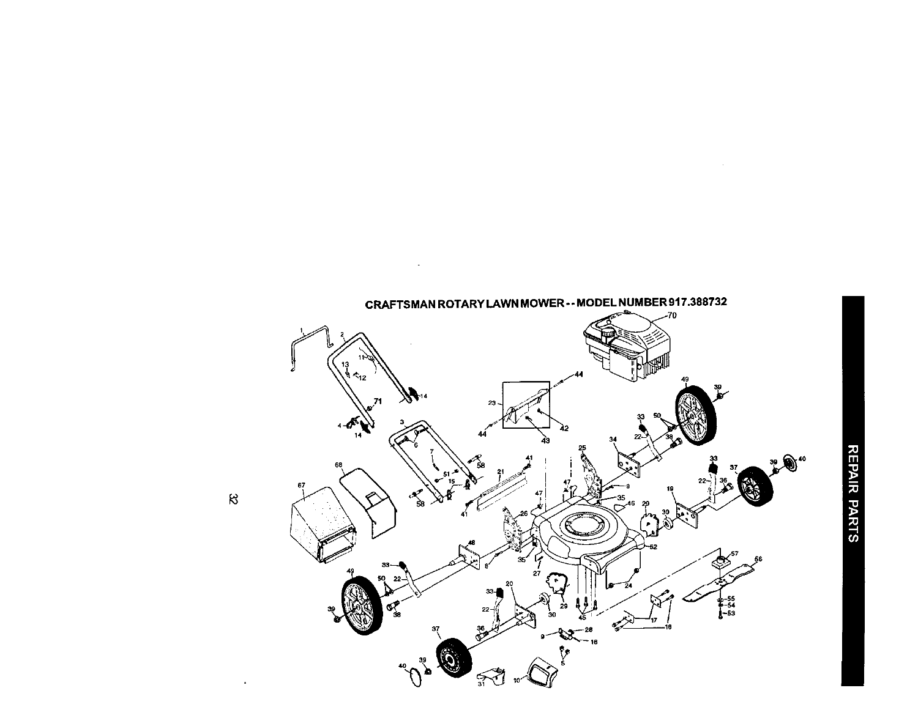## CRAFTSMAN ROTARY LAWN MOWER - - MODEL NUMBER 917.388732

REPAIR PARTS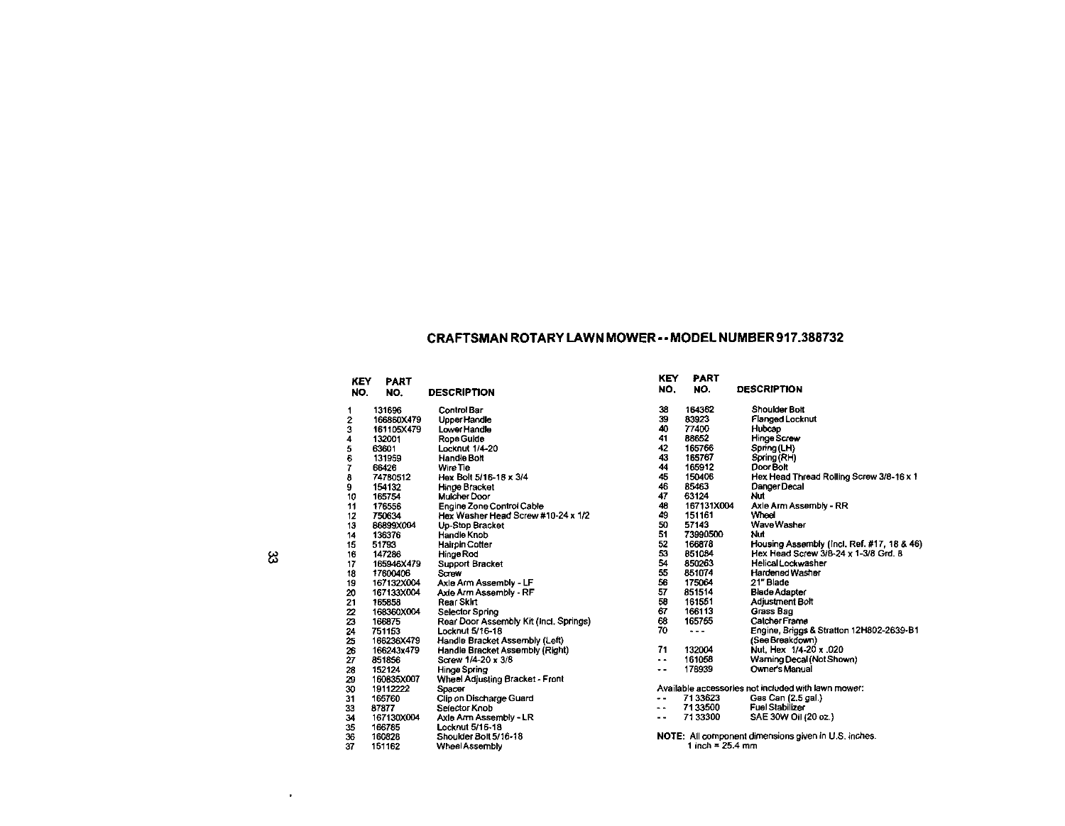## CRAFTSMAN ROTARY LAWN MOWER - - MODEL NUMBER 917.388732

| KEY NO. | PART NO. | DESCRIPTION |
|---|---|---|
| 1 | 131696 | Control Bar |
| 2 | 166860X479 | Upper Handle |
| 3 | 161105X479 | Lower Handle |
| 4 | 132001 | Rope Guide |
| 5 | 63601 | Locknut 1/4-20 |
| 6 | 131959 | Handle Bolt |
| 7 | 66426 | Wire Tie |
| 8 | 74780512 | Hex Bolt 5/16-18 x 3/4 |
| 9 | 154132 | Hinge Bracket |
| 10 | 165754 | Mulcher Door |
| 11 | 176556 | Engine Zone Control Cable |
| 12 | 750634 | Hex Washer Head Screw #10-24 x 1/2 |
| 13 | 86899X004 | Up-Stop Bracket |
| 14 | 136376 | Handle Knob |
| 15 | 51793 | Hairpin Cotter |
| 16 | 147286 | Hinge Rod |
| 17 | 165946X479 | Support Bracket |
| 18 | 17600406 | Screw |
| 19 | 167132X004 | Axle Arm Assembly - LF |
| 20 | 167133X004 | Axle Arm Assembly - RF |
| 21 | 165858 | Rear Skirt |
| 22 | 168360X004 | Selector Spring |
| 23 | 166875 | Rear Door Assembly Kit (Incl. Springs) |
| 24 | 751153 | Locknut 5/16-18 |
| 25 | 166236X479 | Handle Bracket Assembly (Left) |
| 26 | 166243x479 | Handle Bracket Assembly (Right) |
| 27 | 851856 | Screw 1/4-20 x 3/8 |
| 28 | 152124 | Hinge Spring |
| 29 | 160835X007 | Wheel Adjusting Bracket - Front |
| 30 | 19112222 | Spacer |
| 31 | 165760 | Clip on Discharge Guard |
| 33 | 87877 | Selector Knob |
| 34 | 167130X004 | Axle Arm Assembly - LR |
| 35 | 166785 | Locknut 5/16-18 |
| 36 | 160828 | Shoulder Bolt 5/16-18 |
| 37 | 151162 | Wheel Assembly |
| 38 | 164362 | Shoulder Bolt |
| 39 | 83923 | Flanged Locknut |
| 40 | 77400 | Hubcap |
| 41 | 88652 | Hinge Screw |
| 42 | 165766 | Spring (LH) |
| 43 | 165767 | Spring (RH) |
| 44 | 165912 | Door Bolt |
| 45 | 150406 | Hex Head Thread Rolling Screw 3/8-16 x 1 |
| 46 | 85463 | Danger Decal |
| 47 | 63124 | Nut |
| 48 | 167131X004 | Axle Arm Assembly - RR |
| 49 | 151161 | Wheel |
| 50 | 57143 | Wave Washer |
| 51 | 73990500 | Nut |
| 52 | 166878 | Housing Assembly (Incl. Ref. #17, 18 & 46) |
| 53 | 851084 | Hex Head Screw 3/8-24 x 1-3/8 Grd. 8 |
| 54 | 850263 | Helical Lockwasher |
| 55 | 851074 | Hardened Washer |
| 56 | 175064 | 21" Blade |
| 57 | 851514 | Blade Adapter |
| 58 | 161551 | Adjustment Bolt |
| 67 | 166113 | Grass Bag |
| 68 | 165755 | Catcher Frame |
| 70 | - - - | Engine, Briggs & Stratton 12H802-2639-B1 (See Breakdown) |
| 71 | 132004 | Nut, Hex 1/4-20 x .020 |
| - - | 161058 | Warning Decal (Not Shown) |
| - - | 178939 | Owner's Manual |

Available accessories not included with lawn mower:

| KEY NO. | PART NO. | DESCRIPTION |
|---|---|---|
| - - | 71 33623 | Gas Can (2.5 gal.) |
| - - | 71 33500 | Fuel Stabilizer |
| - - | 71 33300 | SAE 30W Oil (20 oz.) |

**NOTE:** All component dimensions given in U.S. inches.
1 inch = 25.4 mm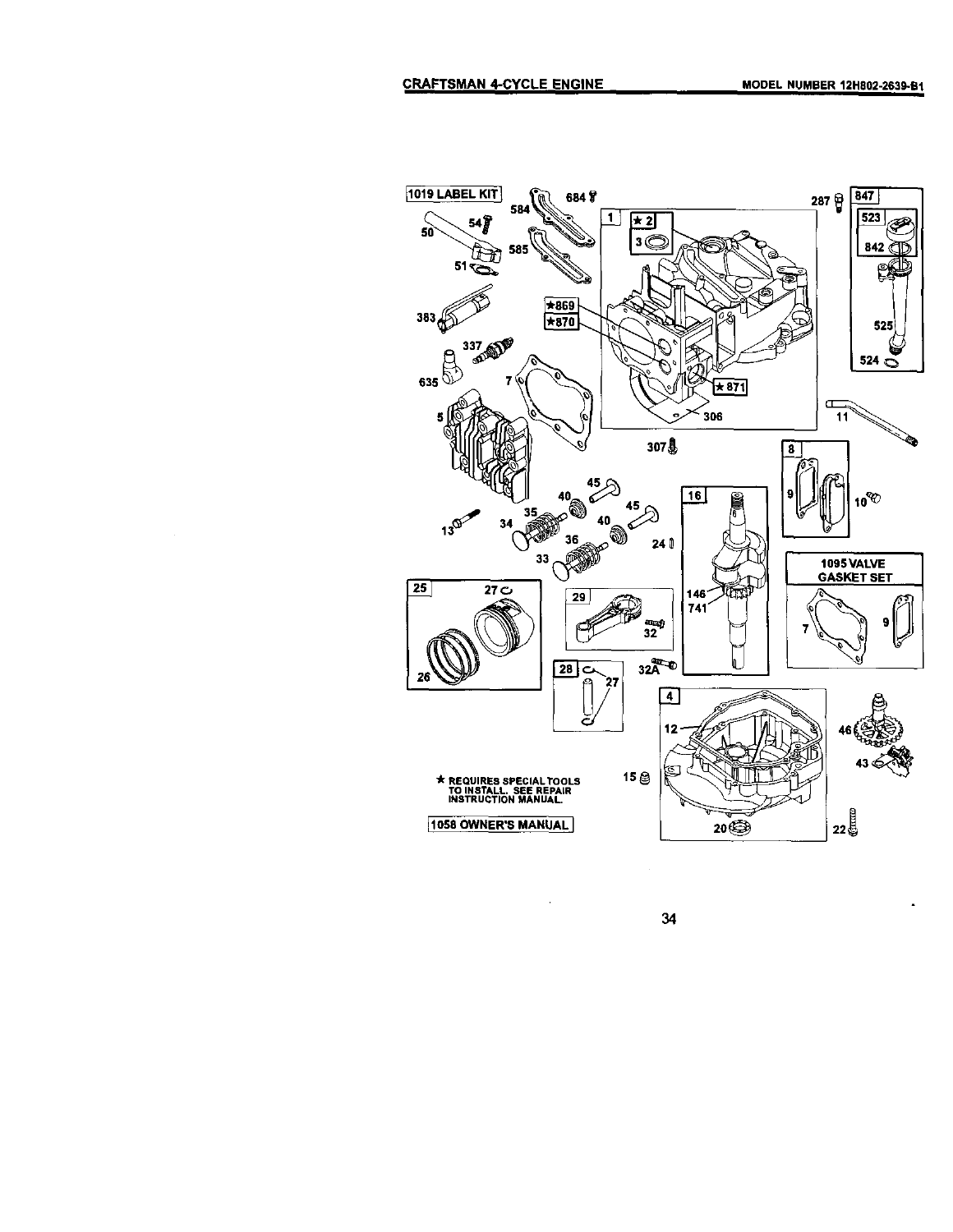## CRAFTSMAN 4-CYCLE ENGINE

**MODEL NUMBER 12H802-2639-B1**

1019 LABEL KIT

1095 VALVE GASKET SET

★ REQUIRES SPECIAL TOOLS TO INSTALL. SEE REPAIR INSTRUCTION MANUAL.

1058 OWNER'S MANUAL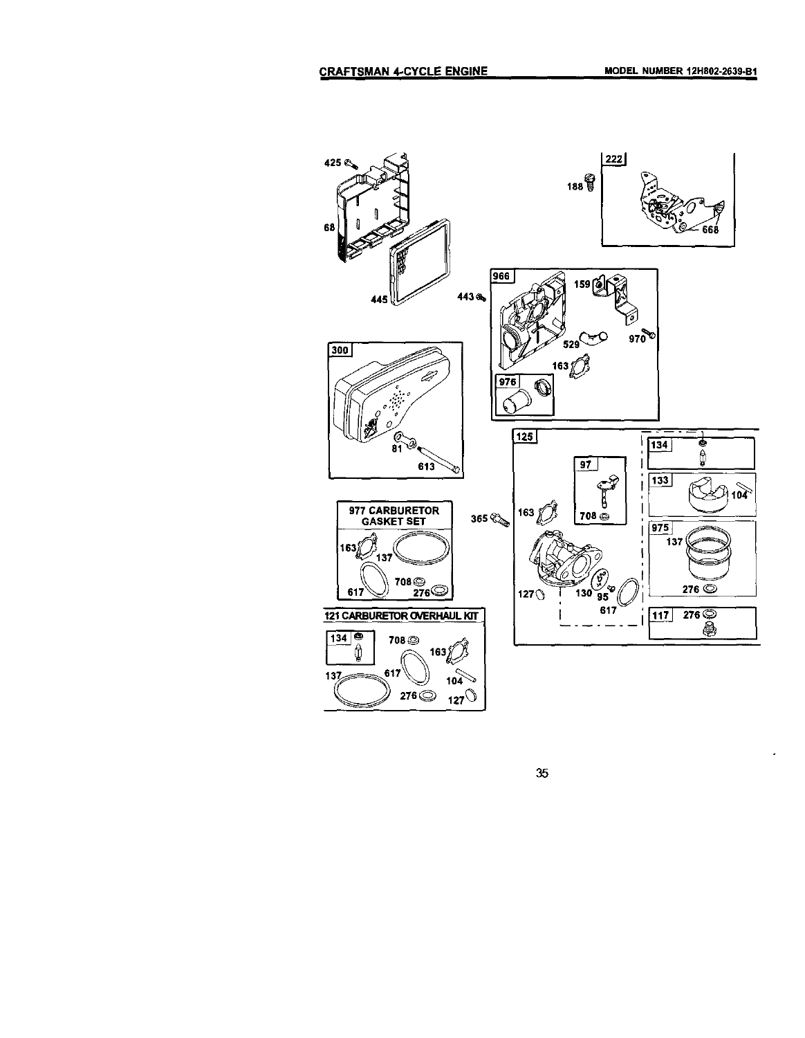**CRAFTSMAN 4-CYCLE ENGINE** **MODEL NUMBER 12H802-2639-B1**

977 CARBURETOR GASKET SET

121 CARBURETOR OVERHAUL KIT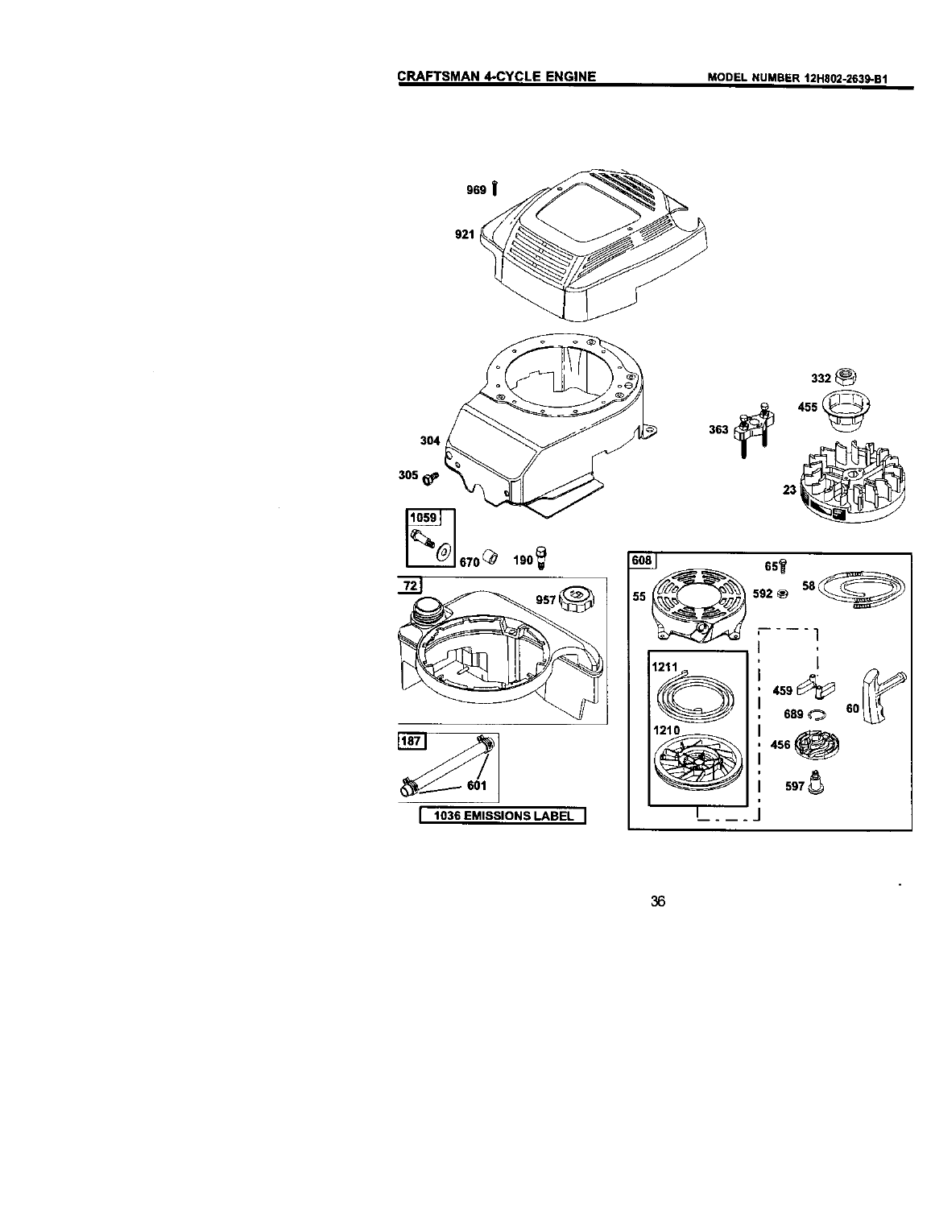CRAFTSMAN 4-CYCLE ENGINE MODEL NUMBER 12H802-2639-B1

969

921

304

305

1059

670

190

72

957

187

601

1036 EMISSIONS LABEL

332

455

363

23

608

65

55

592

58

1211

1210

459

689

60

456

597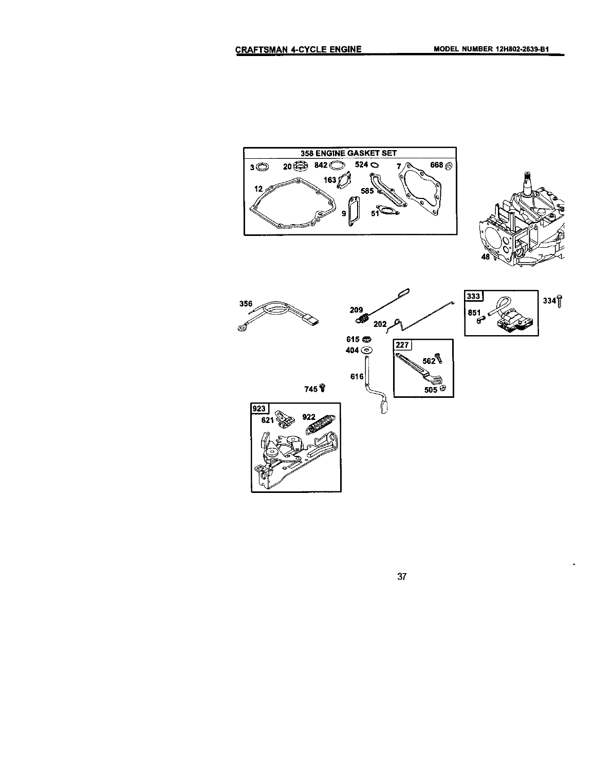CRAFTSMAN 4-CYCLE ENGINE MODEL NUMBER 12H802-2639-B1

358 ENGINE GASKET SET

3 20 842 524 7 668

163

12

585

9 51

48

356

209

202

333

851

334

615

404

227

562

616

505

745

923

621 922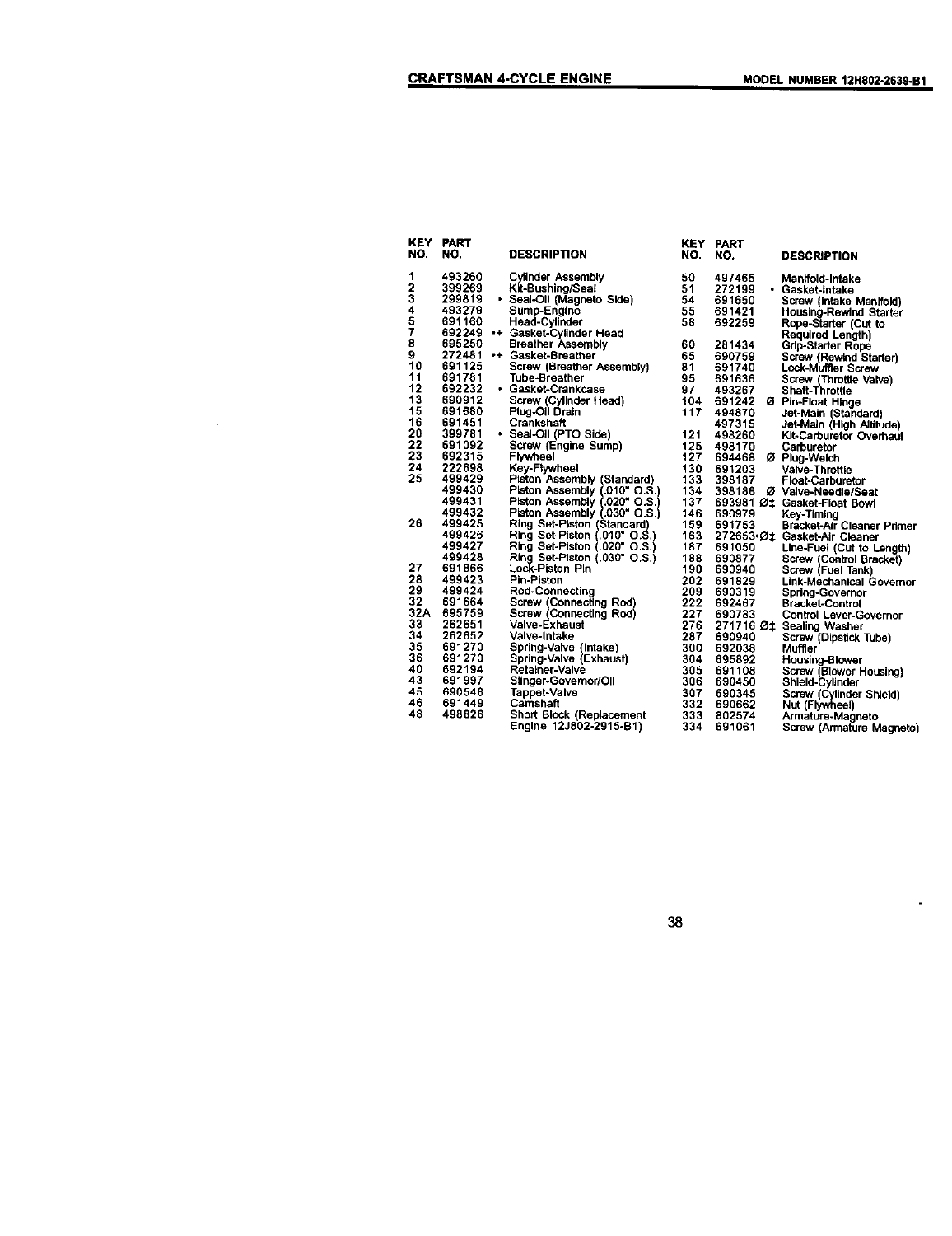## CRAFTSMAN 4-CYCLE ENGINE

**MODEL NUMBER 12H802-2639-B1**

| KEY NO. | PART NO. | DESCRIPTION |
|---|---|---|
| 1 | 493260 | Cylinder Assembly |
| 2 | 399269 | Kit-Bushing/Seal |
| 3 | 299819 | • Seal-Oil (Magneto Side) |
| 4 | 493279 | Sump-Engine |
| 5 | 691160 | Head-Cylinder |
| 7 | 692249 | •+ Gasket-Cylinder Head |
| 8 | 695250 | Breather Assembly |
| 9 | 272481 | •+ Gasket-Breather |
| 10 | 691125 | Screw (Breather Assembly) |
| 11 | 691781 | Tube-Breather |
| 12 | 692232 | • Gasket-Crankcase |
| 13 | 690912 | Screw (Cylinder Head) |
| 15 | 691680 | Plug-Oil Drain |
| 16 | 691451 | Crankshaft |
| 20 | 399781 | • Seal-Oil (PTO Side) |
| 22 | 691092 | Screw (Engine Sump) |
| 23 | 692315 | Flywheel |
| 24 | 222698 | Key-Flywheel |
| 25 | 499429 | Piston Assembly (Standard) |
| | 499430 | Piston Assembly (.010" O.S.) |
| | 499431 | Piston Assembly (.020" O.S.) |
| | 499432 | Piston Assembly (.030" O.S.) |
| 26 | 499425 | Ring Set-Piston (Standard) |
| | 499426 | Ring Set-Piston (.010" O.S.) |
| | 499427 | Ring Set-Piston (.020" O.S.) |
| | 499428 | Ring Set-Piston (.030" O.S.) |
| 27 | 691866 | Lock-Piston Pin |
| 28 | 499423 | Pin-Piston |
| 29 | 499424 | Rod-Connecting |
| 32 | 691664 | Screw (Connecting Rod) |
| 32A | 695759 | Screw (Connecting Rod) |
| 33 | 262651 | Valve-Exhaust |
| 34 | 262652 | Valve-Intake |
| 35 | 691270 | Spring-Valve (Intake) |
| 36 | 691270 | Spring-Valve (Exhaust) |
| 40 | 692194 | Retainer-Valve |
| 43 | 691997 | Slinger-Governor/Oil |
| 45 | 690548 | Tappet-Valve |
| 46 | 691449 | Camshaft |
| 48 | 498826 | Short Block (Replacement Engine 12J802-2915-B1) |
| 50 | 497465 | Manifold-Intake |
| 51 | 272199 | • Gasket-Intake |
| 54 | 691650 | Screw (Intake Manifold) |
| 55 | 691421 | Housing-Rewind Starter |
| 58 | 692259 | Rope-Starter (Cut to Required Length) |
| 60 | 281434 | Grip-Starter Rope |
| 65 | 690759 | Screw (Rewind Starter) |
| 81 | 691740 | Lock-Muffler Screw |
| 95 | 691636 | Screw (Throttle Valve) |
| 97 | 493267 | Shaft-Throttle |
| 104 | 691242 | Ø Pin-Float Hinge |
| 117 | 494870 | Jet-Main (Standard) |
| | 497315 | Jet-Main (High Altitude) |
| 121 | 498260 | Kit-Carburetor Overhaul |
| 125 | 498170 | Carburetor |
| 127 | 694468 | Ø Plug-Welch |
| 130 | 691203 | Valve-Throttle |
| 133 | 398187 | Float-Carburetor |
| 134 | 398188 | Ø Valve-Needle/Seat |
| 137 | 693981 | Ø‡ Gasket-Float Bowl |
| 146 | 690979 | Key-Timing |
| 159 | 691753 | Bracket-Air Cleaner Primer |
| 163 | 272653 | •Ø‡ Gasket-Air Cleaner |
| 187 | 691050 | Line-Fuel (Cut to Length) |
| 188 | 690877 | Screw (Control Bracket) |
| 190 | 690940 | Screw (Fuel Tank) |
| 202 | 691829 | Link-Mechanical Governor |
| 209 | 690319 | Spring-Governor |
| 222 | 692467 | Bracket-Control |
| 227 | 690783 | Control Lever-Governor |
| 276 | 271716 | Ø‡ Sealing Washer |
| 287 | 690940 | Screw (Dipstick Tube) |
| 300 | 692038 | Muffler |
| 304 | 695892 | Housing-Blower |
| 305 | 691108 | Screw (Blower Housing) |
| 306 | 690450 | Shield-Cylinder |
| 307 | 690345 | Screw (Cylinder Shield) |
| 332 | 690662 | Nut (Flywheel) |
| 333 | 802574 | Armature-Magneto |
| 334 | 691061 | Screw (Armature Magneto) |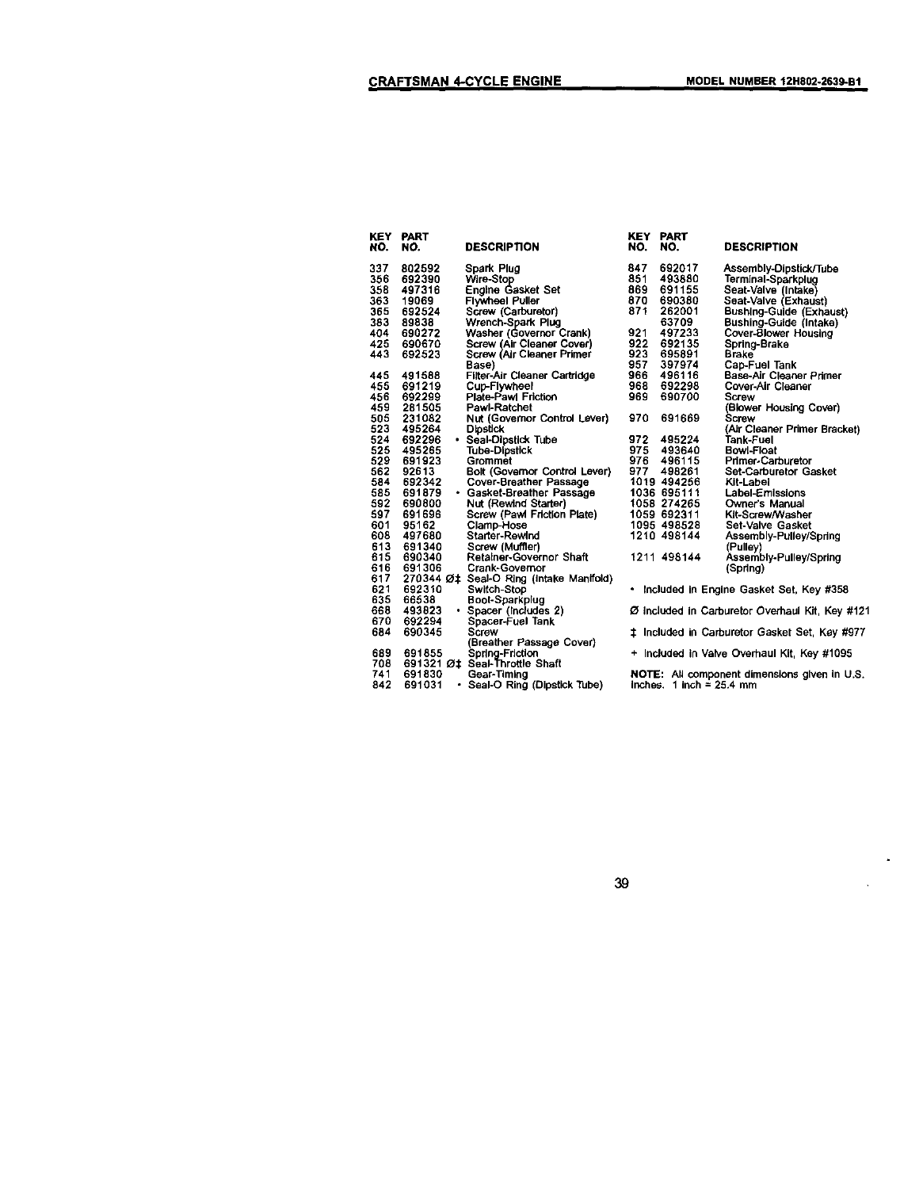## CRAFTSMAN 4-CYCLE ENGINE

**MODEL NUMBER 12H802-2639-B1**

| KEY NO. | PART NO. | | DESCRIPTION |
|---|---|---|---|
| 337 | 802592 | | Spark Plug |
| 356 | 692390 | | Wire-Stop |
| 358 | 497316 | | Engine Gasket Set |
| 363 | 19069 | | Flywheel Puller |
| 365 | 692524 | | Screw (Carburetor) |
| 383 | 89838 | | Wrench-Spark Plug |
| 404 | 690272 | | Washer (Governor Crank) |
| 425 | 690670 | | Screw (Air Cleaner Cover) |
| 443 | 692523 | | Screw (Air Cleaner Primer Base) |
| 445 | 491588 | | Filter-Air Cleaner Cartridge |
| 455 | 691219 | | Cup-Flywheel |
| 456 | 692299 | | Plate-Pawl Friction |
| 459 | 281505 | | Pawl-Ratchet |
| 505 | 231082 | | Nut (Governor Control Lever) |
| 523 | 495264 | | Dipstick |
| 524 | 692296 | • | Seal-Dipstick Tube |
| 525 | 495265 | | Tube-Dipstick |
| 529 | 691923 | | Grommet |
| 562 | 92613 | | Bolt (Governor Control Lever) |
| 584 | 692342 | | Cover-Breather Passage |
| 585 | 691879 | • | Gasket-Breather Passage |
| 592 | 690800 | | Nut (Rewind Starter) |
| 597 | 691696 | | Screw (Pawl Friction Plate) |
| 601 | 95162 | | Clamp-Hose |
| 608 | 497680 | | Starter-Rewind |
| 613 | 691340 | | Screw (Muffler) |
| 615 | 690340 | | Retainer-Governor Shaft |
| 616 | 691306 | | Crank-Governor |
| 617 | 270344 | Ø‡ | Seal-O Ring (Intake Manifold) |
| 621 | 692310 | | Switch-Stop |
| 635 | 66538 | | Boot-Sparkplug |
| 668 | 493823 | • | Spacer (Includes 2) |
| 670 | 692294 | | Spacer-Fuel Tank |
| 684 | 690345 | | Screw (Breather Passage Cover) |
| 689 | 691855 | | Spring-Friction |
| 708 | 691321 | Ø‡ | Seal-Throttle Shaft |
| 741 | 691830 | | Gear-Timing |
| 842 | 691031 | • | Seal-O Ring (Dipstick Tube) |
| 847 | 692017 | | Assembly-Dipstick/Tube |
| 851 | 493880 | | Terminal-Sparkplug |
| 869 | 691155 | | Seat-Valve (Intake) |
| 870 | 690380 | | Seat-Valve (Exhaust) |
| 871 | 262001 | | Bushing-Guide (Exhaust) |
| | 63709 | | Bushing-Guide (Intake) |
| 921 | 497233 | | Cover-Blower Housing |
| 922 | 692135 | | Spring-Brake |
| 923 | 695891 | | Brake |
| 957 | 397974 | | Cap-Fuel Tank |
| 966 | 496116 | | Base-Air Cleaner Primer |
| 968 | 692298 | | Cover-Air Cleaner |
| 969 | 690700 | | Screw (Blower Housing Cover) |
| 970 | 691669 | | Screw (Air Cleaner Primer Bracket) |
| 972 | 495224 | | Tank-Fuel |
| 975 | 493640 | | Bowl-Float |
| 976 | 496115 | | Primer-Carburetor |
| 977 | 498261 | | Set-Carburetor Gasket |
| 1019 | 494256 | | Kit-Label |
| 1036 | 695111 | | Label-Emissions |
| 1058 | 274265 | | Owner's Manual |
| 1059 | 692311 | | Kit-Screw/Washer |
| 1095 | 498528 | | Set-Valve Gasket |
| 1210 | 498144 | | Assembly-Pulley/Spring (Pulley) |
| 1211 | 498144 | | Assembly-Pulley/Spring (Spring) |

• Included in Engine Gasket Set, Key #358

Ø Included in Carburetor Overhaul Kit, Key #121

‡ Included in Carburetor Gasket Set, Key #977

+ Included in Valve Overhaul Kit, Key #1095

**NOTE:** All component dimensions given in U.S. inches. 1 inch = 25.4 mm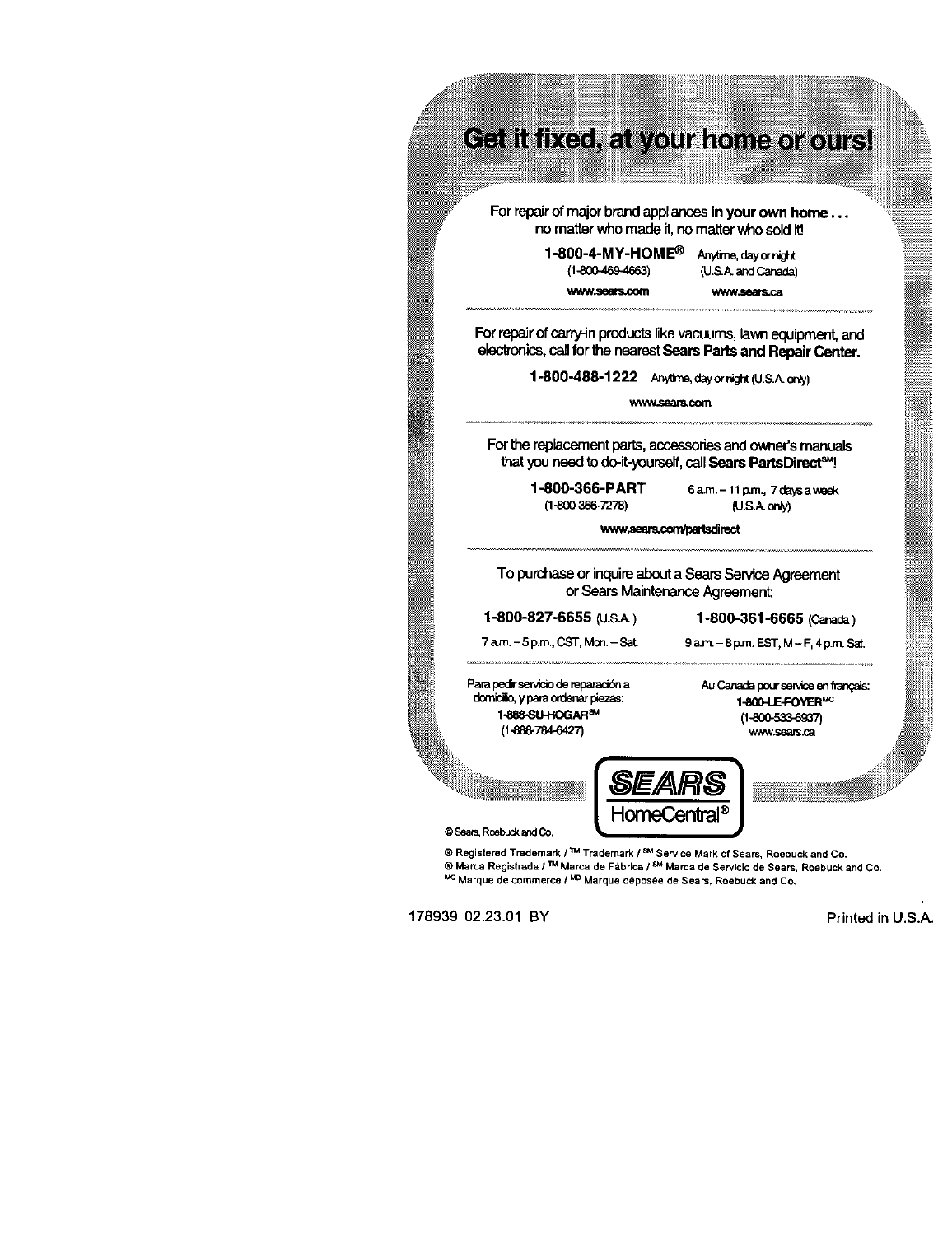# Get it fixed, at your home or ours!

For repair of major brand appliances **In your own home . . .**
no matter who made it, no matter who sold it!

**1-800-4-MY-HOME®** Anytime, day or night
(1-800-469-4663) (U.S.A. and Canada)

www.sears.com www.sears.ca

---

For repair of carry-in products like vacuums, lawn equipment, and electronics, call for the nearest **Sears Parts and Repair Center.**

**1-800-488-1222** Anytime, day or night (U.S.A. only)

www.sears.com

---

For the replacement parts, accessories and owner's manuals that you need to do-it-yourself, call **Sears PartsDirect℠!**

**1-800-366-PART** 6 a.m. – 11 p.m., 7 days a week
(1-800-366-7278) (U.S.A. only)

www.sears.com/partsdirect

---

To purchase or inquire about a Sears Service Agreement
or Sears Maintenance Agreement:

**1-800-827-6655** (U.S.A.)
7 a.m. – 5 p.m., CST, Mon. – Sat.

**1-800-361-6665** (Canada)
9 a.m. – 8 p.m. EST, M – F, 4 p.m. Sat.

---

Para pedir servicio de reparación a domicilio, y para ordenar piezas:
**1-888-SU-HOGAR℠**
(1-888-784-6427)

Au Canada pour service en français:
**1-800-LE-FOYER^MC**
(1-800-533-6937)
www.sears.ca

**SEARS**
HomeCentral®

© Sears, Roebuck and Co.

® Registered Trademark / ™ Trademark / ℠ Service Mark of Sears, Roebuck and Co.
® Marca Registrada / ™ Marca de Fábrica / ℠ Marca de Servicio de Sears, Roebuck and Co.
^MC Marque de commerce / ^MD Marque déposée de Sears, Roebuck and Co.

178939 02.23.01 BY

Printed in U.S.A.